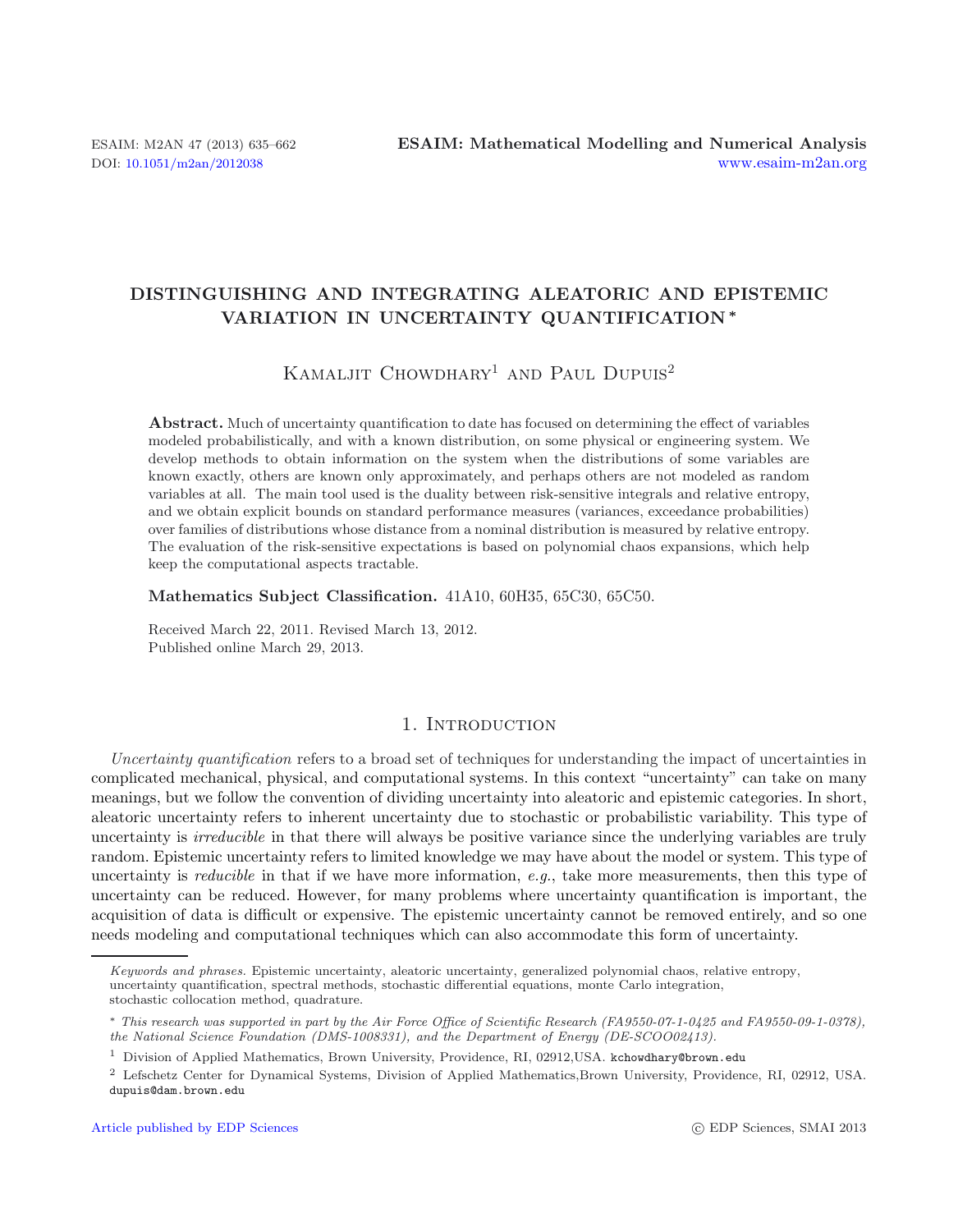# DISTINGUISHING AND INTEGRATING ALEATORIC AND EPISTEMIC VARIATION IN UNCERTAINTY QUANTIFICATION *

Kamaljit Chowdhary[1] and Paul Dupuis[2]

**Abstract.** Much of uncertainty quantification to date has focused on determining the effect of variables modeled probabilistically, and with a known distribution, on some physical or engineering system. We develop methods to obtain information on the system when the distributions of some variables are known exactly, others are known only approximately, and perhaps others are not modeled as random variables at all. The main tool used is the duality between risk-sensitive integrals and relative entropy, and we obtain explicit bounds on standard performance measures (variances, exceedance probabilities) over families of distributions whose distance from a nominal distribution is measured by relative entropy. The evaluation of the risk-sensitive expectations is based on polynomial chaos expansions, which help keep the computational aspects tractable.

**Mathematics Subject Classification.** 41A10, 60H35, 65C30, 65C50.

Received March 22, 2011. Revised March 13, 2012.
Published online March 29, 2013.

## 1. Introduction

*Uncertainty quantification* refers to a broad set of techniques for understanding the impact of uncertainties in complicated mechanical, physical, and computational systems. In this context "uncertainty" can take on many meanings, but we follow the convention of dividing uncertainty into aleatoric and epistemic categories. In short, aleatoric uncertainty refers to inherent uncertainty due to stochastic or probabilistic variability. This type of uncertainty is *irreducible* in that there will always be positive variance since the underlying variables are truly random. Epistemic uncertainty refers to limited knowledge we may have about the model or system. This type of uncertainty is *reducible* in that if we have more information, *e.g.*, take more measurements, then this type of uncertainty can be reduced. However, for many problems where uncertainty quantification is important, the acquisition of data is difficult or expensive. The epistemic uncertainty cannot be removed entirely, and so one needs modeling and computational techniques which can also accommodate this form of uncertainty.

*Keywords and phrases.* Epistemic uncertainty, aleatoric uncertainty, generalized polynomial chaos, relative entropy, uncertainty quantification, spectral methods, stochastic differential equations, monte Carlo integration, stochastic collocation method, quadrature.

\* *This research was supported in part by the Air Force Office of Scientific Research (FA9550-07-1-0425 and FA9550-09-1-0378), the National Science Foundation (DMS-1008331), and the Department of Energy (DE-SCOO02413).*

[1] Division of Applied Mathematics, Brown University, Providence, RI, 02912,USA. kchowdhary@brown.edu

[2] Lefschetz Center for Dynamical Systems, Division of Applied Mathematics,Brown University, Providence, RI, 02912, USA. dupuis@dam.brown.edu

Article published by EDP Sciences © EDP Sciences, SMAI 2013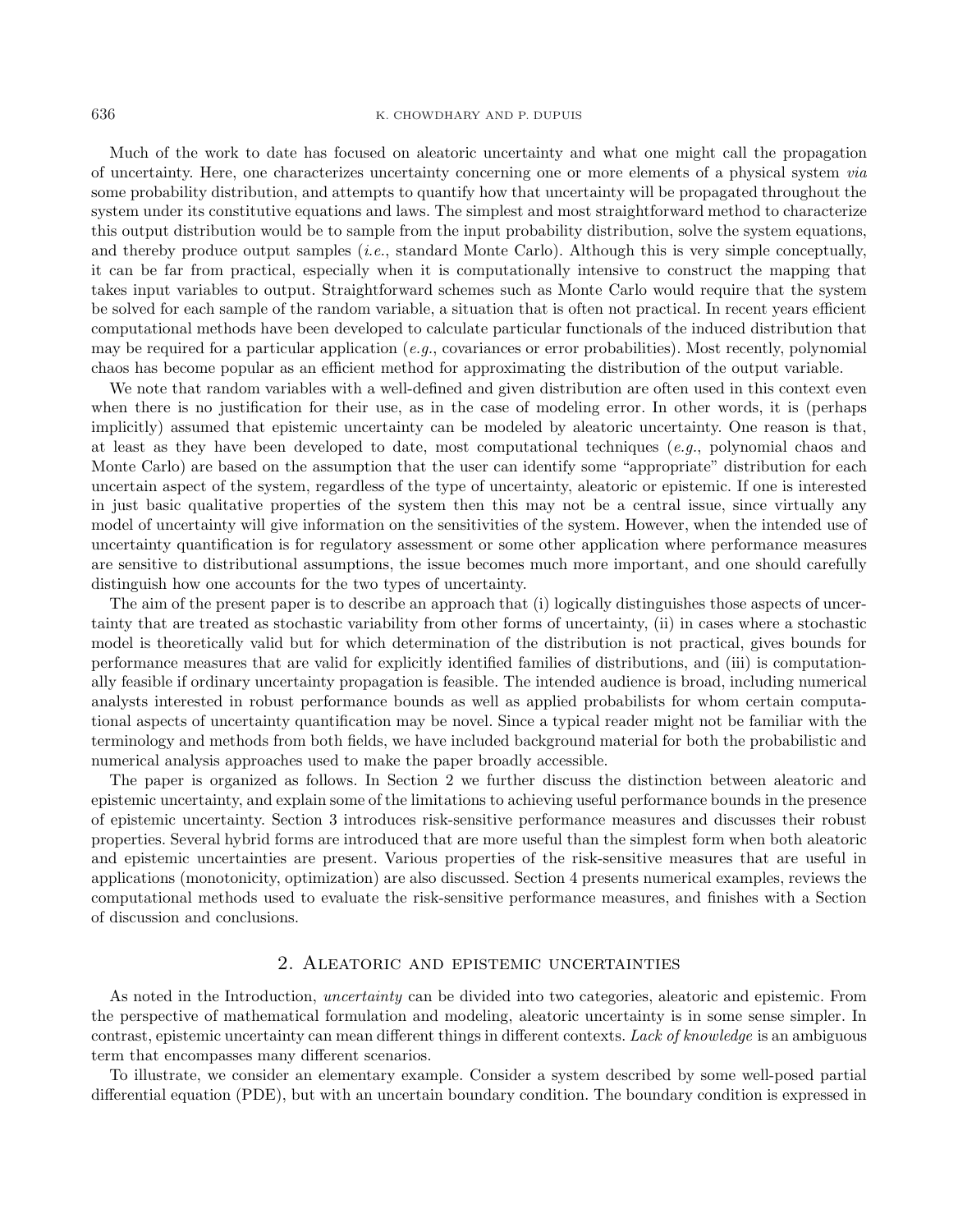Much of the work to date has focused on aleatoric uncertainty and what one might call the propagation of uncertainty. Here, one characterizes uncertainty concerning one or more elements of a physical system *via* some probability distribution, and attempts to quantify how that uncertainty will be propagated throughout the system under its constitutive equations and laws. The simplest and most straightforward method to characterize this output distribution would be to sample from the input probability distribution, solve the system equations, and thereby produce output samples (*i.e.*, standard Monte Carlo). Although this is very simple conceptually, it can be far from practical, especially when it is computationally intensive to construct the mapping that takes input variables to output. Straightforward schemes such as Monte Carlo would require that the system be solved for each sample of the random variable, a situation that is often not practical. In recent years efficient computational methods have been developed to calculate particular functionals of the induced distribution that may be required for a particular application (*e.g.*, covariances or error probabilities). Most recently, polynomial chaos has become popular as an efficient method for approximating the distribution of the output variable.

We note that random variables with a well-defined and given distribution are often used in this context even when there is no justification for their use, as in the case of modeling error. In other words, it is (perhaps implicitly) assumed that epistemic uncertainty can be modeled by aleatoric uncertainty. One reason is that, at least as they have been developed to date, most computational techniques (*e.g.*, polynomial chaos and Monte Carlo) are based on the assumption that the user can identify some "appropriate" distribution for each uncertain aspect of the system, regardless of the type of uncertainty, aleatoric or epistemic. If one is interested in just basic qualitative properties of the system then this may not be a central issue, since virtually any model of uncertainty will give information on the sensitivities of the system. However, when the intended use of uncertainty quantification is for regulatory assessment or some other application where performance measures are sensitive to distributional assumptions, the issue becomes much more important, and one should carefully distinguish how one accounts for the two types of uncertainty.

The aim of the present paper is to describe an approach that (i) logically distinguishes those aspects of uncertainty that are treated as stochastic variability from other forms of uncertainty, (ii) in cases where a stochastic model is theoretically valid but for which determination of the distribution is not practical, gives bounds for performance measures that are valid for explicitly identified families of distributions, and (iii) is computationally feasible if ordinary uncertainty propagation is feasible. The intended audience is broad, including numerical analysts interested in robust performance bounds as well as applied probabilists for whom certain computational aspects of uncertainty quantification may be novel. Since a typical reader might not be familiar with the terminology and methods from both fields, we have included background material for both the probabilistic and numerical analysis approaches used to make the paper broadly accessible.

The paper is organized as follows. In Section 2 we further discuss the distinction between aleatoric and epistemic uncertainty, and explain some of the limitations to achieving useful performance bounds in the presence of epistemic uncertainty. Section 3 introduces risk-sensitive performance measures and discusses their robust properties. Several hybrid forms are introduced that are more useful than the simplest form when both aleatoric and epistemic uncertainties are present. Various properties of the risk-sensitive measures that are useful in applications (monotonicity, optimization) are also discussed. Section 4 presents numerical examples, reviews the computational methods used to evaluate the risk-sensitive performance measures, and finishes with a Section of discussion and conclusions.

## 2. Aleatoric and epistemic uncertainties

As noted in the Introduction, *uncertainty* can be divided into two categories, aleatoric and epistemic. From the perspective of mathematical formulation and modeling, aleatoric uncertainty is in some sense simpler. In contrast, epistemic uncertainty can mean different things in different contexts. *Lack of knowledge* is an ambiguous term that encompasses many different scenarios.

To illustrate, we consider an elementary example. Consider a system described by some well-posed partial differential equation (PDE), but with an uncertain boundary condition. The boundary condition is expressed in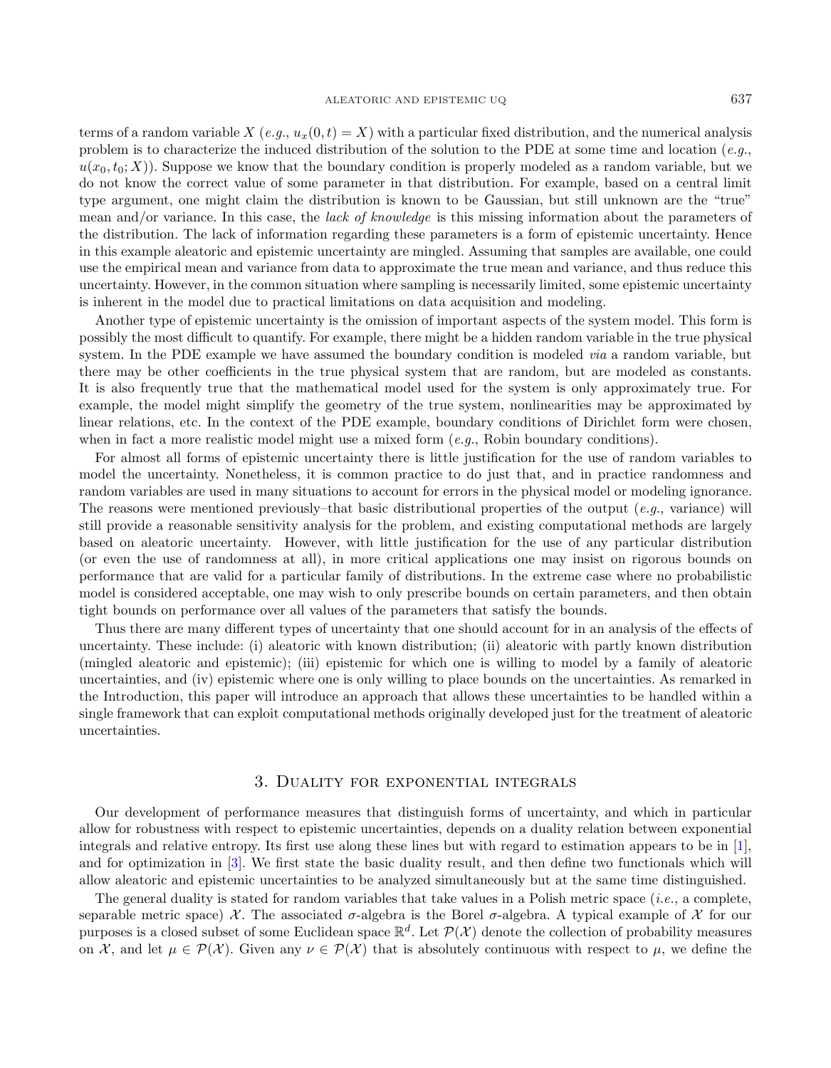terms of a random variable $X$ (*e.g.*, $u_x(0,t) = X$) with a particular fixed distribution, and the numerical analysis problem is to characterize the induced distribution of the solution to the PDE at some time and location (*e.g.*, $u(x_0, t_0; X)$). Suppose we know that the boundary condition is properly modeled as a random variable, but we do not know the correct value of some parameter in that distribution. For example, based on a central limit type argument, one might claim the distribution is known to be Gaussian, but still unknown are the "true" mean and/or variance. In this case, the *lack of knowledge* is this missing information about the parameters of the distribution. The lack of information regarding these parameters is a form of epistemic uncertainty. Hence in this example aleatoric and epistemic uncertainty are mingled. Assuming that samples are available, one could use the empirical mean and variance from data to approximate the true mean and variance, and thus reduce this uncertainty. However, in the common situation where sampling is necessarily limited, some epistemic uncertainty is inherent in the model due to practical limitations on data acquisition and modeling.

Another type of epistemic uncertainty is the omission of important aspects of the system model. This form is possibly the most difficult to quantify. For example, there might be a hidden random variable in the true physical system. In the PDE example we have assumed the boundary condition is modeled *via* a random variable, but there may be other coefficients in the true physical system that are random, but are modeled as constants. It is also frequently true that the mathematical model used for the system is only approximately true. For example, the model might simplify the geometry of the true system, nonlinearities may be approximated by linear relations, etc. In the context of the PDE example, boundary conditions of Dirichlet form were chosen, when in fact a more realistic model might use a mixed form (*e.g.*, Robin boundary conditions).

For almost all forms of epistemic uncertainty there is little justification for the use of random variables to model the uncertainty. Nonetheless, it is common practice to do just that, and in practice randomness and random variables are used in many situations to account for errors in the physical model or modeling ignorance. The reasons were mentioned previously–that basic distributional properties of the output (*e.g.*, variance) will still provide a reasonable sensitivity analysis for the problem, and existing computational methods are largely based on aleatoric uncertainty. However, with little justification for the use of any particular distribution (or even the use of randomness at all), in more critical applications one may insist on rigorous bounds on performance that are valid for a particular family of distributions. In the extreme case where no probabilistic model is considered acceptable, one may wish to only prescribe bounds on certain parameters, and then obtain tight bounds on performance over all values of the parameters that satisfy the bounds.

Thus there are many different types of uncertainty that one should account for in an analysis of the effects of uncertainty. These include: (i) aleatoric with known distribution; (ii) aleatoric with partly known distribution (mingled aleatoric and epistemic); (iii) epistemic for which one is willing to model by a family of aleatoric uncertainties, and (iv) epistemic where one is only willing to place bounds on the uncertainties. As remarked in the Introduction, this paper will introduce an approach that allows these uncertainties to be handled within a single framework that can exploit computational methods originally developed just for the treatment of aleatoric uncertainties.

## 3. Duality for exponential integrals

Our development of performance measures that distinguish forms of uncertainty, and which in particular allow for robustness with respect to epistemic uncertainties, depends on a duality relation between exponential integrals and relative entropy. Its first use along these lines but with regard to estimation appears to be in [1], and for optimization in [3]. We first state the basic duality result, and then define two functionals which will allow aleatoric and epistemic uncertainties to be analyzed simultaneously but at the same time distinguished.

The general duality is stated for random variables that take values in a Polish metric space (*i.e.*, a complete, separable metric space) $\mathcal{X}$. The associated $\sigma$-algebra is the Borel $\sigma$-algebra. A typical example of $\mathcal{X}$ for our purposes is a closed subset of some Euclidean space $\mathbb{R}^d$. Let $\mathcal{P}(\mathcal{X})$ denote the collection of probability measures on $\mathcal{X}$, and let $\mu \in \mathcal{P}(\mathcal{X})$. Given any $\nu \in \mathcal{P}(\mathcal{X})$ that is absolutely continuous with respect to $\mu$, we define the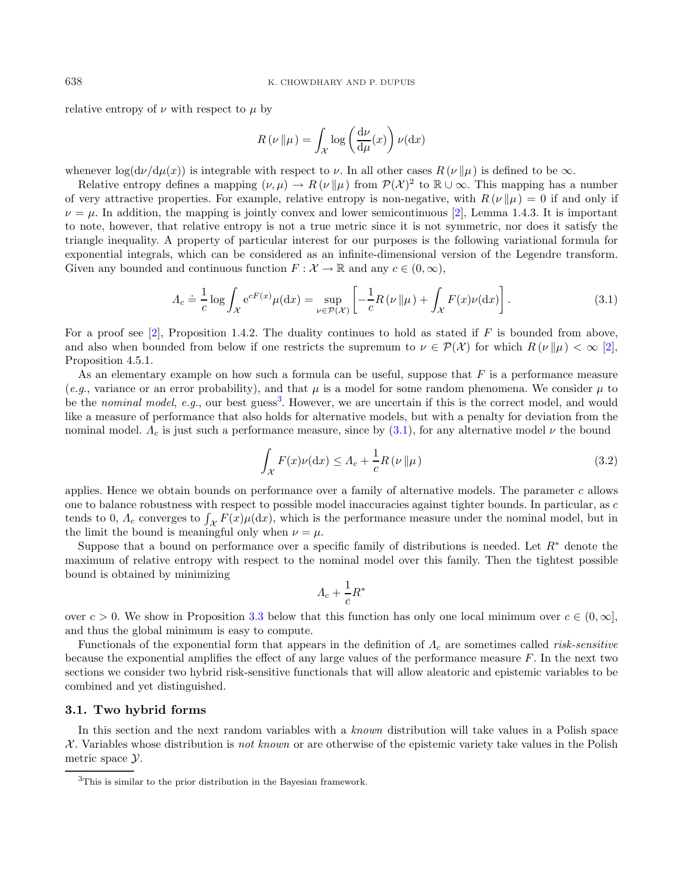relative entropy of $\nu$ with respect to $\mu$ by

$$R(\nu \| \mu) = \int_{\mathcal{X}} \log \left( \frac{\mathrm{d}\nu}{\mathrm{d}\mu}(x) \right) \nu(\mathrm{d}x)$$

whenever $\log(\mathrm{d}\nu/\mathrm{d}\mu(x))$ is integrable with respect to $\nu$. In all other cases $R(\nu \| \mu)$ is defined to be $\infty$.

Relative entropy defines a mapping $(\nu, \mu) \to R(\nu \| \mu)$ from $\mathcal{P}(\mathcal{X})^2$ to $\mathbb{R} \cup \infty$. This mapping has a number of very attractive properties. For example, relative entropy is non-negative, with $R(\nu \| \mu) = 0$ if and only if $\nu = \mu$. In addition, the mapping is jointly convex and lower semicontinuous [2], Lemma 1.4.3. It is important to note, however, that relative entropy is not a true metric since it is not symmetric, nor does it satisfy the triangle inequality. A property of particular interest for our purposes is the following variational formula for exponential integrals, which can be considered as an infinite-dimensional version of the Legendre transform. Given any bounded and continuous function $F : \mathcal{X} \to \mathbb{R}$ and any $c \in (0, \infty)$,

$$\Lambda_c \doteq \frac{1}{c} \log \int_{\mathcal{X}} \mathrm{e}^{cF(x)} \mu(\mathrm{d}x) = \sup_{\nu \in \mathcal{P}(\mathcal{X})} \left[ -\frac{1}{c} R(\nu \| \mu) + \int_{\mathcal{X}} F(x) \nu(\mathrm{d}x) \right]. \tag{3.1}$$

For a proof see [2], Proposition 1.4.2. The duality continues to hold as stated if $F$ is bounded from above, and also when bounded from below if one restricts the supremum to $\nu \in \mathcal{P}(\mathcal{X})$ for which $R(\nu \| \mu) < \infty$ [2], Proposition 4.5.1.

As an elementary example on how such a formula can be useful, suppose that $F$ is a performance measure (*e.g.*, variance or an error probability), and that $\mu$ is a model for some random phenomena. We consider $\mu$ to be the *nominal model*, *e.g.*, our best guess[3]. However, we are uncertain if this is the correct model, and would like a measure of performance that also holds for alternative models, but with a penalty for deviation from the nominal model. $\Lambda_c$ is just such a performance measure, since by (3.1), for any alternative model $\nu$ the bound

$$\int_{\mathcal{X}} F(x) \nu(\mathrm{d}x) \leq \Lambda_c + \frac{1}{c} R(\nu \| \mu) \tag{3.2}$$

applies. Hence we obtain bounds on performance over a family of alternative models. The parameter $c$ allows one to balance robustness with respect to possible model inaccuracies against tighter bounds. In particular, as $c$ tends to 0, $\Lambda_c$ converges to $\int_{\mathcal{X}} F(x) \mu(\mathrm{d}x)$, which is the performance measure under the nominal model, but in the limit the bound is meaningful only when $\nu = \mu$.

Suppose that a bound on performance over a specific family of distributions is needed. Let $R^*$ denote the maximum of relative entropy with respect to the nominal model over this family. Then the tightest possible bound is obtained by minimizing

$$\Lambda_c + \frac{1}{c} R^*$$

over $c > 0$. We show in Proposition 3.3 below that this function has only one local minimum over $c \in (0, \infty]$, and thus the global minimum is easy to compute.

Functionals of the exponential form that appears in the definition of $\Lambda_c$ are sometimes called *risk-sensitive* because the exponential amplifies the effect of any large values of the performance measure $F$. In the next two sections we consider two hybrid risk-sensitive functionals that will allow aleatoric and epistemic variables to be combined and yet distinguished.

### 3.1. Two hybrid forms

In this section and the next random variables with a *known* distribution will take values in a Polish space $\mathcal{X}$. Variables whose distribution is *not known* or are otherwise of the epistemic variety take values in the Polish metric space $\mathcal{Y}$.

[3]This is similar to the prior distribution in the Bayesian framework.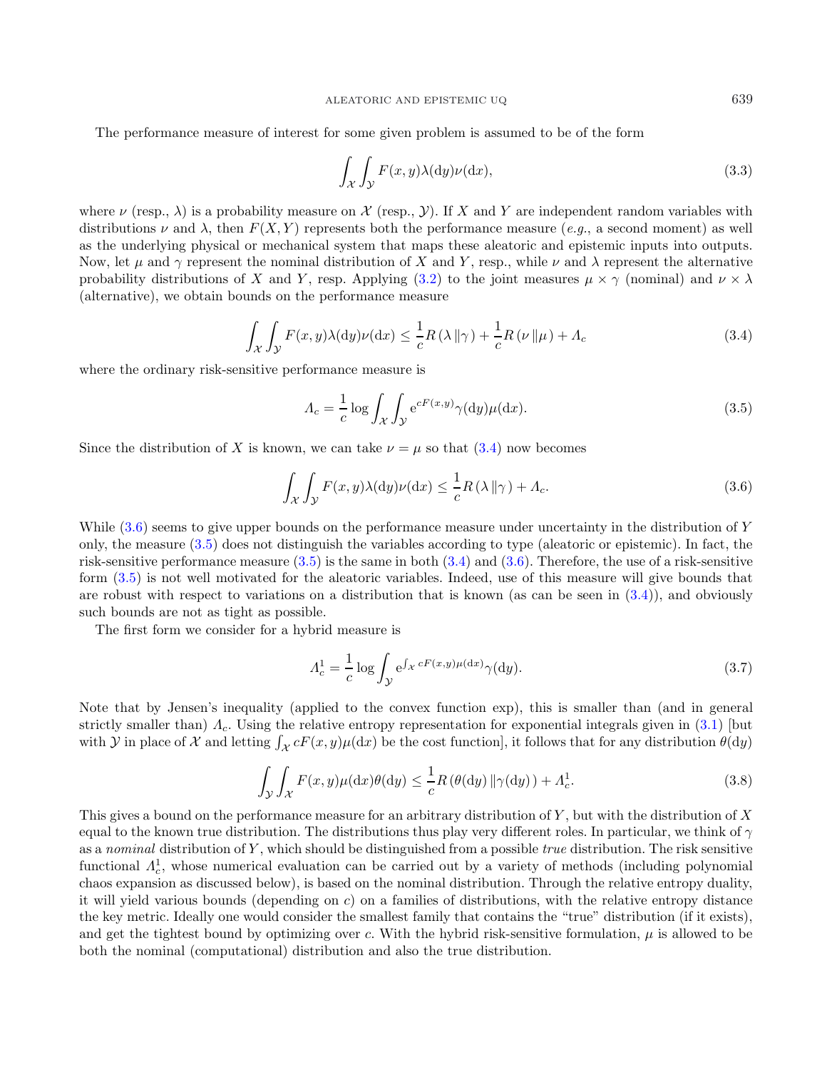The performance measure of interest for some given problem is assumed to be of the form

$$\int_{\mathcal{X}}\int_{\mathcal{Y}} F(x,y)\lambda(\mathrm{d}y)\nu(\mathrm{d}x), \tag{3.3}$$

where $\nu$ (resp., $\lambda$) is a probability measure on $\mathcal{X}$ (resp., $\mathcal{Y}$). If $X$ and $Y$ are independent random variables with distributions $\nu$ and $\lambda$, then $F(X,Y)$ represents both the performance measure (*e.g.*, a second moment) as well as the underlying physical or mechanical system that maps these aleatoric and epistemic inputs into outputs. Now, let $\mu$ and $\gamma$ represent the nominal distribution of $X$ and $Y$, resp., while $\nu$ and $\lambda$ represent the alternative probability distributions of $X$ and $Y$, resp. Applying (3.2) to the joint measures $\mu\times\gamma$ (nominal) and $\nu\times\lambda$ (alternative), we obtain bounds on the performance measure

$$\int_{\mathcal{X}}\int_{\mathcal{Y}} F(x,y)\lambda(\mathrm{d}y)\nu(\mathrm{d}x) \le \frac{1}{c}R\left(\lambda\,\|\gamma\right) + \frac{1}{c}R\left(\nu\,\|\mu\right) + \Lambda_c \tag{3.4}$$

where the ordinary risk-sensitive performance measure is

$$\Lambda_c = \frac{1}{c}\log\int_{\mathcal{X}}\int_{\mathcal{Y}} \mathrm{e}^{cF(x,y)}\gamma(\mathrm{d}y)\mu(\mathrm{d}x). \tag{3.5}$$

Since the distribution of $X$ is known, we can take $\nu=\mu$ so that (3.4) now becomes

$$\int_{\mathcal{X}}\int_{\mathcal{Y}} F(x,y)\lambda(\mathrm{d}y)\nu(\mathrm{d}x) \le \frac{1}{c}R\left(\lambda\,\|\gamma\right) + \Lambda_c. \tag{3.6}$$

While (3.6) seems to give upper bounds on the performance measure under uncertainty in the distribution of $Y$ only, the measure (3.5) does not distinguish the variables according to type (aleatoric or epistemic). In fact, the risk-sensitive performance measure (3.5) is the same in both (3.4) and (3.6). Therefore, the use of a risk-sensitive form (3.5) is not well motivated for the aleatoric variables. Indeed, use of this measure will give bounds that are robust with respect to variations on a distribution that is known (as can be seen in (3.4)), and obviously such bounds are not as tight as possible.

The first form we consider for a hybrid measure is

$$\Lambda_c^1 = \frac{1}{c}\log\int_{\mathcal{Y}} \mathrm{e}^{\int_{\mathcal{X}} cF(x,y)\mu(\mathrm{d}x)}\gamma(\mathrm{d}y). \tag{3.7}$$

Note that by Jensen's inequality (applied to the convex function exp), this is smaller than (and in general strictly smaller than) $\Lambda_c$. Using the relative entropy representation for exponential integrals given in (3.1) [but with $\mathcal{Y}$ in place of $\mathcal{X}$ and letting $\int_{\mathcal{X}} cF(x,y)\mu(\mathrm{d}x)$ be the cost function], it follows that for any distribution $\theta(\mathrm{d}y)$

$$\int_{\mathcal{Y}}\int_{\mathcal{X}} F(x,y)\mu(\mathrm{d}x)\theta(\mathrm{d}y) \le \frac{1}{c}R\left(\theta(\mathrm{d}y)\,\|\gamma(\mathrm{d}y)\right) + \Lambda_c^1. \tag{3.8}$$

This gives a bound on the performance measure for an arbitrary distribution of $Y$, but with the distribution of $X$ equal to the known true distribution. The distributions thus play very different roles. In particular, we think of $\gamma$ as a *nominal* distribution of $Y$, which should be distinguished from a possible *true* distribution. The risk sensitive functional $\Lambda_c^1$, whose numerical evaluation can be carried out by a variety of methods (including polynomial chaos expansion as discussed below), is based on the nominal distribution. Through the relative entropy duality, it will yield various bounds (depending on $c$) on a families of distributions, with the relative entropy distance the key metric. Ideally one would consider the smallest family that contains the "true" distribution (if it exists), and get the tightest bound by optimizing over $c$. With the hybrid risk-sensitive formulation, $\mu$ is allowed to be both the nominal (computational) distribution and also the true distribution.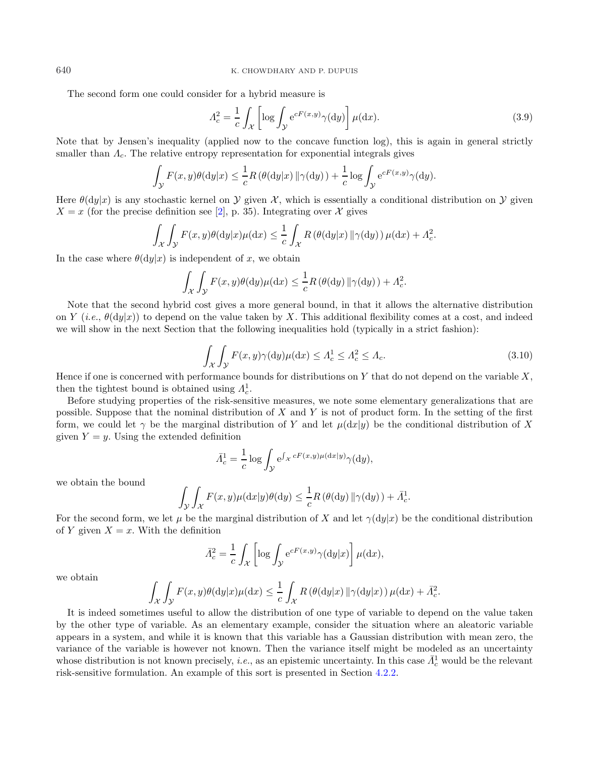The second form one could consider for a hybrid measure is

$$\Lambda_c^2 = \frac{1}{c}\int_{\mathcal{X}}\left[\log \int_{\mathcal{Y}} \mathrm{e}^{cF(x,y)}\gamma(\mathrm{d}y)\right]\mu(\mathrm{d}x). \tag{3.9}$$

Note that by Jensen's inequality (applied now to the concave function log), this is again in general strictly smaller than $\Lambda_c$. The relative entropy representation for exponential integrals gives

$$\int_{\mathcal{Y}} F(x,y)\theta(\mathrm{d}y|x) \le \frac{1}{c}R\left(\theta(\mathrm{d}y|x)\,\|\gamma(\mathrm{d}y)\right) + \frac{1}{c}\log\int_{\mathcal{Y}} \mathrm{e}^{cF(x,y)}\gamma(\mathrm{d}y).$$

Here $\theta(\mathrm{d}y|x)$ is any stochastic kernel on $\mathcal{Y}$ given $\mathcal{X}$, which is essentially a conditional distribution on $\mathcal{Y}$ given $X = x$ (for the precise definition see [2], p. 35). Integrating over $\mathcal{X}$ gives

$$\int_{\mathcal{X}}\int_{\mathcal{Y}} F(x,y)\theta(\mathrm{d}y|x)\mu(\mathrm{d}x) \le \frac{1}{c}\int_{\mathcal{X}} R\left(\theta(\mathrm{d}y|x)\,\|\gamma(\mathrm{d}y)\right)\mu(\mathrm{d}x) + \Lambda_c^2.$$

In the case where $\theta(\mathrm{d}y|x)$ is independent of $x$, we obtain

$$\int_{\mathcal{X}}\int_{\mathcal{Y}} F(x,y)\theta(\mathrm{d}y)\mu(\mathrm{d}x) \le \frac{1}{c}R\left(\theta(\mathrm{d}y)\,\|\gamma(\mathrm{d}y)\right) + \Lambda_c^2.$$

Note that the second hybrid cost gives a more general bound, in that it allows the alternative distribution on $Y$ (*i.e.*, $\theta(\mathrm{d}y|x)$) to depend on the value taken by $X$. This additional flexibility comes at a cost, and indeed we will show in the next Section that the following inequalities hold (typically in a strict fashion):

$$\int_{\mathcal{X}}\int_{\mathcal{Y}} F(x,y)\gamma(\mathrm{d}y)\mu(\mathrm{d}x) \le \Lambda_c^1 \le \Lambda_c^2 \le \Lambda_c. \tag{3.10}$$

Hence if one is concerned with performance bounds for distributions on $Y$ that do not depend on the variable $X$, then the tightest bound is obtained using $\Lambda_c^1$.

Before studying properties of the risk-sensitive measures, we note some elementary generalizations that are possible. Suppose that the nominal distribution of $X$ and $Y$ is not of product form. In the setting of the first form, we could let $\gamma$ be the marginal distribution of $Y$ and let $\mu(\mathrm{d}x|y)$ be the conditional distribution of $X$ given $Y = y$. Using the extended definition

$$\bar{\Lambda}_c^1 = \frac{1}{c}\log\int_{\mathcal{Y}} \mathrm{e}^{\int_{\mathcal{X}} cF(x,y)\mu(\mathrm{d}x|y)}\gamma(\mathrm{d}y),$$

we obtain the bound

$$\int_{\mathcal{Y}}\int_{\mathcal{X}} F(x,y)\mu(\mathrm{d}x|y)\theta(\mathrm{d}y) \le \frac{1}{c}R\left(\theta(\mathrm{d}y)\,\|\gamma(\mathrm{d}y)\right) + \bar{\Lambda}_c^1.$$

For the second form, we let $\mu$ be the marginal distribution of $X$ and let $\gamma(\mathrm{d}y|x)$ be the conditional distribution of $Y$ given $X = x$. With the definition

$$\bar{\Lambda}_c^2 = \frac{1}{c}\int_{\mathcal{X}}\left[\log\int_{\mathcal{Y}} \mathrm{e}^{cF(x,y)}\gamma(\mathrm{d}y|x)\right]\mu(\mathrm{d}x),$$

we obtain

$$\int_{\mathcal{X}}\int_{\mathcal{Y}} F(x,y)\theta(\mathrm{d}y|x)\mu(\mathrm{d}x) \le \frac{1}{c}\int_{\mathcal{X}} R\left(\theta(\mathrm{d}y|x)\,\|\gamma(\mathrm{d}y|x)\right)\mu(\mathrm{d}x) + \bar{\Lambda}_c^2.$$

It is indeed sometimes useful to allow the distribution of one type of variable to depend on the value taken by the other type of variable. As an elementary example, consider the situation where an aleatoric variable appears in a system, and while it is known that this variable has a Gaussian distribution with mean zero, the variance of the variable is however not known. Then the variance itself might be modeled as an uncertainty whose distribution is not known precisely, *i.e.*, as an epistemic uncertainty. In this case $\bar{\Lambda}_c^1$ would be the relevant risk-sensitive formulation. An example of this sort is presented in Section 4.2.2.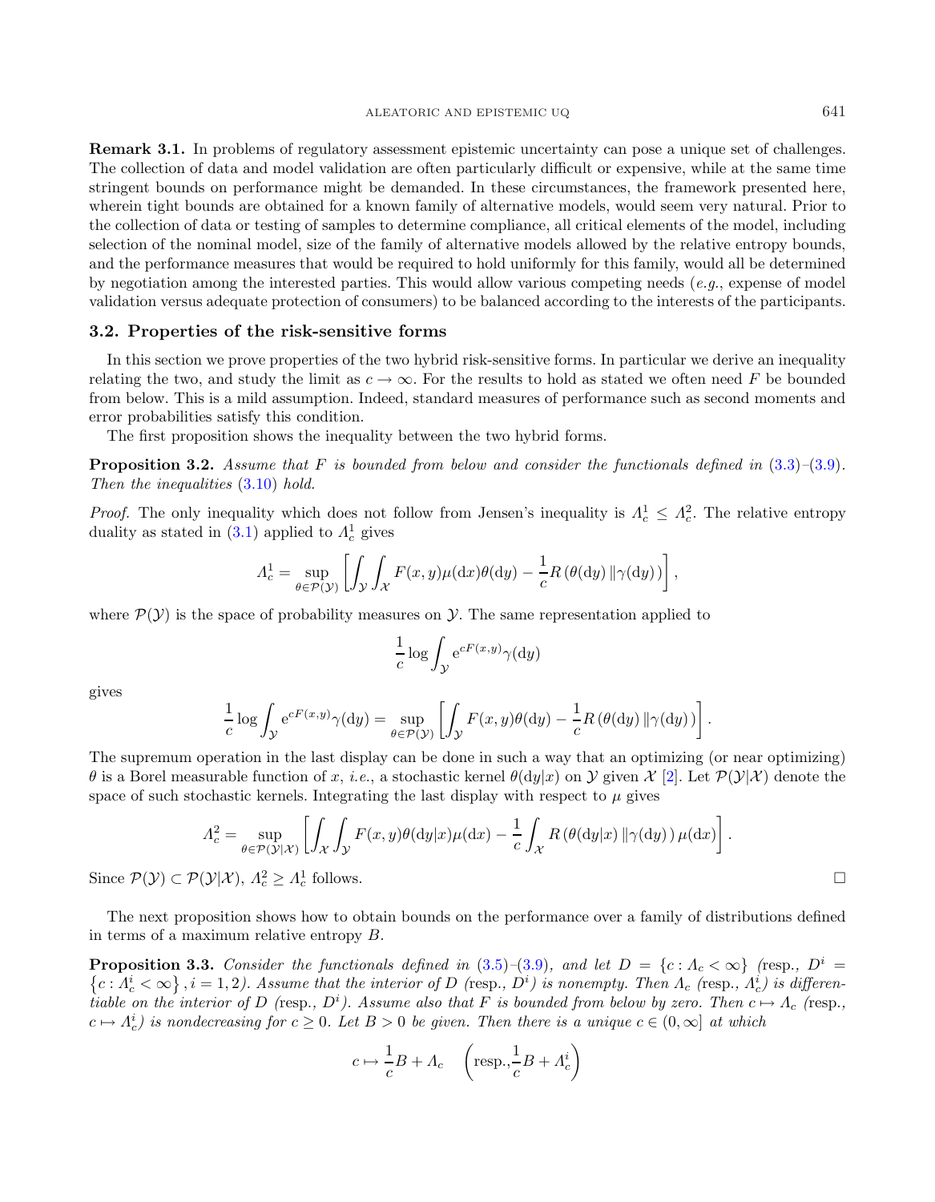**Remark 3.1.** In problems of regulatory assessment epistemic uncertainty can pose a unique set of challenges. The collection of data and model validation are often particularly difficult or expensive, while at the same time stringent bounds on performance might be demanded. In these circumstances, the framework presented here, wherein tight bounds are obtained for a known family of alternative models, would seem very natural. Prior to the collection of data or testing of samples to determine compliance, all critical elements of the model, including selection of the nominal model, size of the family of alternative models allowed by the relative entropy bounds, and the performance measures that would be required to hold uniformly for this family, would all be determined by negotiation among the interested parties. This would allow various competing needs (*e.g.*, expense of model validation versus adequate protection of consumers) to be balanced according to the interests of the participants.

### 3.2. Properties of the risk-sensitive forms

In this section we prove properties of the two hybrid risk-sensitive forms. In particular we derive an inequality relating the two, and study the limit as $c \to \infty$. For the results to hold as stated we often need $F$ be bounded from below. This is a mild assumption. Indeed, standard measures of performance such as second moments and error probabilities satisfy this condition.

The first proposition shows the inequality between the two hybrid forms.

**Proposition 3.2.** *Assume that $F$ is bounded from below and consider the functionals defined in (3.3)–(3.9). Then the inequalities (3.10) hold.*

*Proof.* The only inequality which does not follow from Jensen's inequality is $\Lambda_c^1 \leq \Lambda_c^2$. The relative entropy duality as stated in (3.1) applied to $\Lambda_c^1$ gives

$$\Lambda_c^1 = \sup_{\theta \in \mathcal{P}(\mathcal{Y})} \left[ \int_{\mathcal{Y}} \int_{\mathcal{X}} F(x,y) \mu(\mathrm{d}x) \theta(\mathrm{d}y) - \frac{1}{c} R\left(\theta(\mathrm{d}y) \,\|\gamma(\mathrm{d}y)\right) \right],$$

where $\mathcal{P}(\mathcal{Y})$ is the space of probability measures on $\mathcal{Y}$. The same representation applied to

$$\frac{1}{c} \log \int_{\mathcal{Y}} \mathrm{e}^{cF(x,y)} \gamma(\mathrm{d}y)$$

gives

$$\frac{1}{c} \log \int_{\mathcal{Y}} \mathrm{e}^{cF(x,y)} \gamma(\mathrm{d}y) = \sup_{\theta \in \mathcal{P}(\mathcal{Y})} \left[ \int_{\mathcal{Y}} F(x,y) \theta(\mathrm{d}y) - \frac{1}{c} R\left(\theta(\mathrm{d}y) \,\|\gamma(\mathrm{d}y)\right) \right].$$

The supremum operation in the last display can be done in such a way that an optimizing (or near optimizing) $\theta$ is a Borel measurable function of $x$, *i.e.*, a stochastic kernel $\theta(\mathrm{d}y|x)$ on $\mathcal{Y}$ given $\mathcal{X}$ [2]. Let $\mathcal{P}(\mathcal{Y}|\mathcal{X})$ denote the space of such stochastic kernels. Integrating the last display with respect to $\mu$ gives

$$\Lambda_c^2 = \sup_{\theta \in \mathcal{P}(\mathcal{Y}|\mathcal{X})} \left[ \int_{\mathcal{X}} \int_{\mathcal{Y}} F(x,y) \theta(\mathrm{d}y|x) \mu(\mathrm{d}x) - \frac{1}{c} \int_{\mathcal{X}} R\left(\theta(\mathrm{d}y|x) \,\|\gamma(\mathrm{d}y)\right) \mu(\mathrm{d}x) \right].$$

Since $\mathcal{P}(\mathcal{Y}) \subset \mathcal{P}(\mathcal{Y}|\mathcal{X})$, $\Lambda_c^2 \geq \Lambda_c^1$ follows. $\square$

The next proposition shows how to obtain bounds on the performance over a family of distributions defined in terms of a maximum relative entropy $B$.

**Proposition 3.3.** *Consider the functionals defined in (3.5)–(3.9), and let $D = \{c : \Lambda_c < \infty\}$ (resp., $D^i = \{c : \Lambda_c^i < \infty\}, i = 1, 2$). Assume that the interior of $D$ (resp., $D^i$) is nonempty. Then $\Lambda_c$ (resp., $\Lambda_c^i$) is differentiable on the interior of $D$ (resp., $D^i$). Assume also that $F$ is bounded from below by zero. Then $c \mapsto \Lambda_c$ (resp., $c \mapsto \Lambda_c^i$) is nondecreasing for $c \geq 0$. Let $B > 0$ be given. Then there is a unique $c \in (0, \infty]$ at which*

$$c \mapsto \frac{1}{c} B + \Lambda_c \quad \left(\text{resp.}, \frac{1}{c} B + \Lambda_c^i\right)$$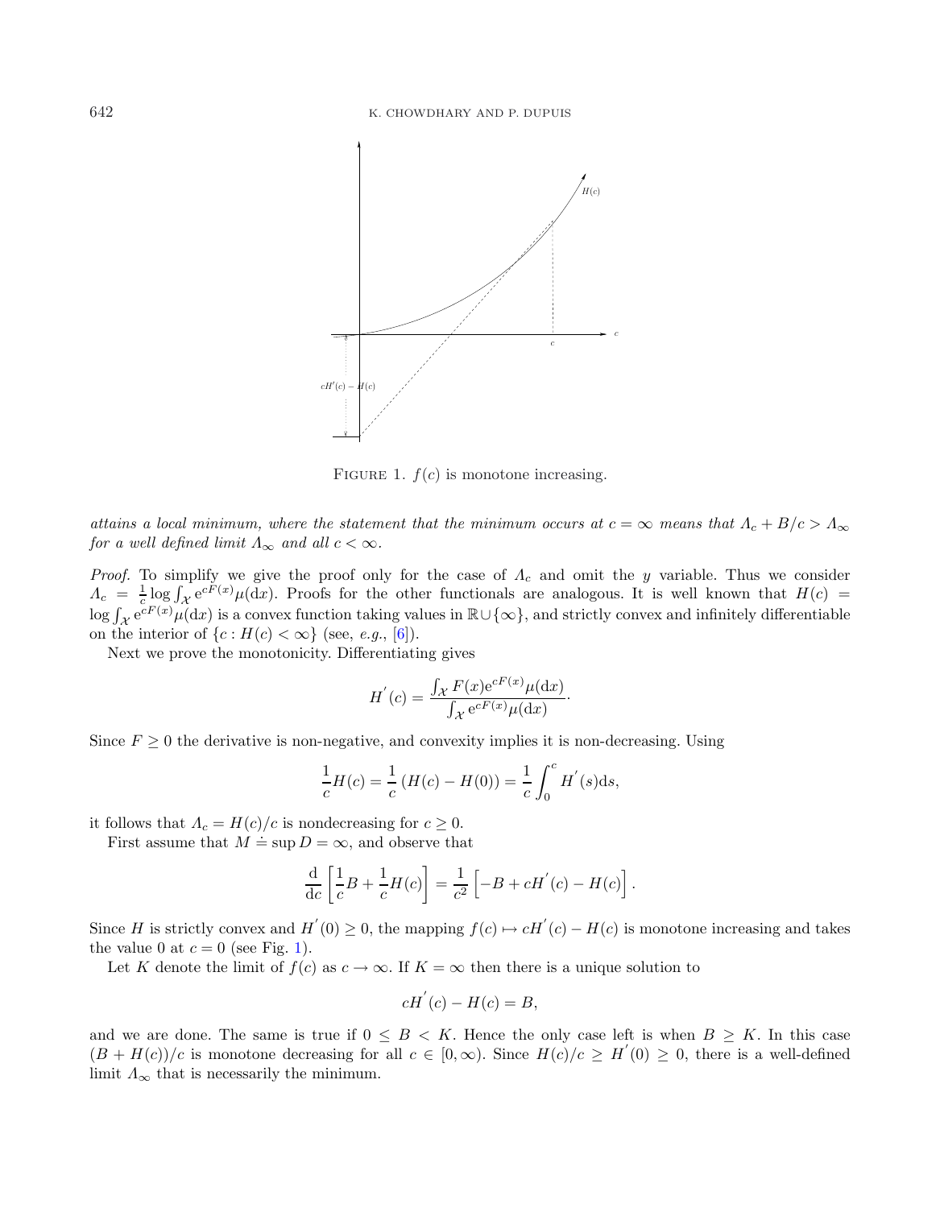FIGURE 1. $f(c)$ is monotone increasing.

*attains a local minimum, where the statement that the minimum occurs at $c = \infty$ means that $\Lambda_c + B/c > \Lambda_\infty$ for a well defined limit $\Lambda_\infty$ and all $c < \infty$.*

*Proof.* To simplify we give the proof only for the case of $\Lambda_c$ and omit the $y$ variable. Thus we consider $\Lambda_c = \frac{1}{c} \log \int_{\mathcal{X}} e^{cF(x)} \mu(dx)$. Proofs for the other functionals are analogous. It is well known that $H(c) = \log \int_{\mathcal{X}} e^{cF(x)} \mu(dx)$ is a convex function taking values in $\mathbb{R} \cup \{\infty\}$, and strictly convex and infinitely differentiable on the interior of $\{c : H(c) < \infty\}$ (see, *e.g.*, [6]).

Next we prove the monotonicity. Differentiating gives

$$H'(c) = \frac{\int_{\mathcal{X}} F(x) e^{cF(x)} \mu(dx)}{\int_{\mathcal{X}} e^{cF(x)} \mu(dx)}.$$

Since $F \geq 0$ the derivative is non-negative, and convexity implies it is non-decreasing. Using

$$\frac{1}{c} H(c) = \frac{1}{c} \left( H(c) - H(0) \right) = \frac{1}{c} \int_0^c H'(s) ds,$$

it follows that $\Lambda_c = H(c)/c$ is nondecreasing for $c \geq 0$.

First assume that $M \doteq \sup D = \infty$, and observe that

$$\frac{d}{dc} \left[ \frac{1}{c} B + \frac{1}{c} H(c) \right] = \frac{1}{c^2} \left[ -B + cH'(c) - H(c) \right].$$

Since $H$ is strictly convex and $H'(0) \geq 0$, the mapping $f(c) \mapsto cH'(c) - H(c)$ is monotone increasing and takes the value 0 at $c = 0$ (see Fig. 1).

Let $K$ denote the limit of $f(c)$ as $c \to \infty$. If $K = \infty$ then there is a unique solution to

$$cH'(c) - H(c) = B,$$

and we are done. The same is true if $0 \leq B < K$. Hence the only case left is when $B \geq K$. In this case $(B + H(c))/c$ is monotone decreasing for all $c \in [0, \infty)$. Since $H(c)/c \geq H'(0) \geq 0$, there is a well-defined limit $\Lambda_\infty$ that is necessarily the minimum.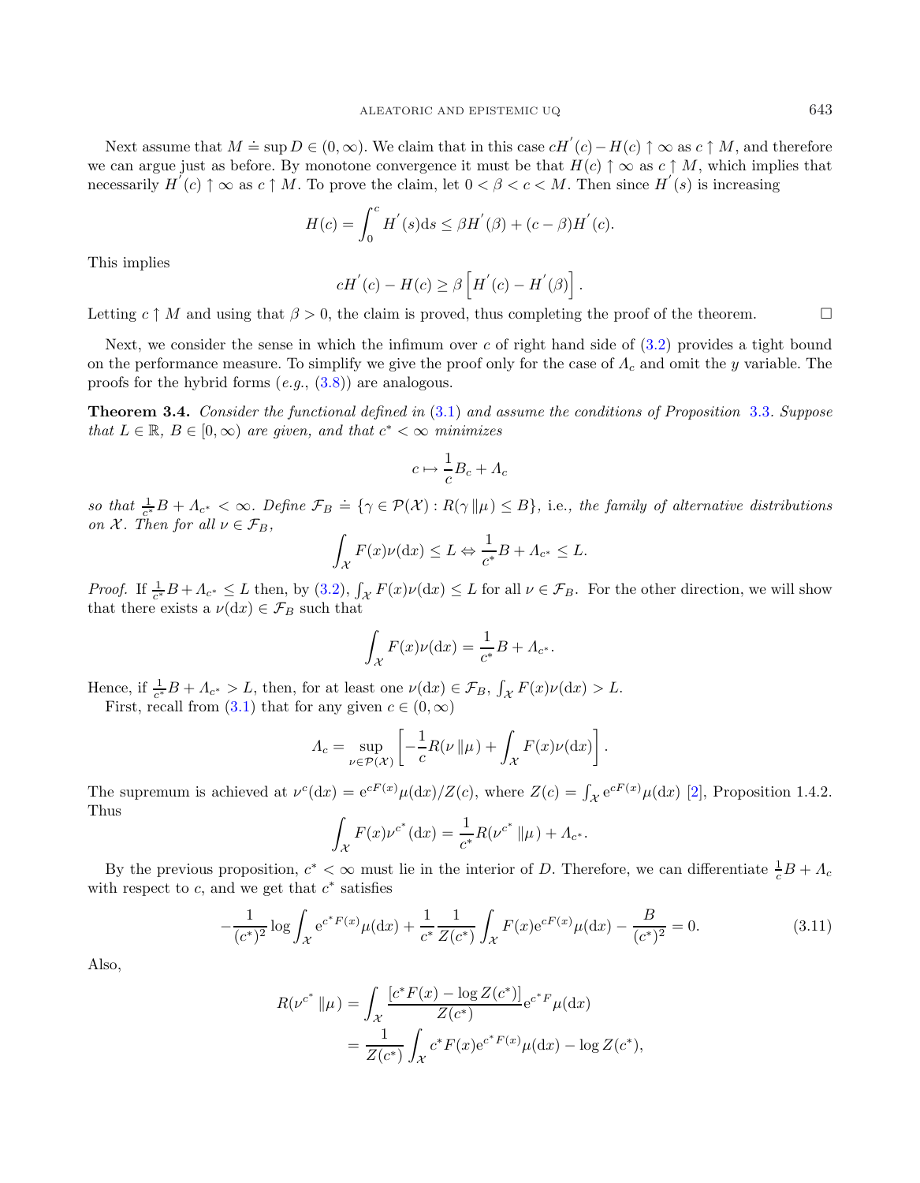Next assume that $M \doteq \sup D \in (0, \infty)$. We claim that in this case $cH^{'}(c) - H(c) \uparrow \infty$ as $c \uparrow M$, and therefore we can argue just as before. By monotone convergence it must be that $H(c) \uparrow \infty$ as $c \uparrow M$, which implies that necessarily $H^{'}(c) \uparrow \infty$ as $c \uparrow M$. To prove the claim, let $0 < \beta < c < M$. Then since $H^{'}(s)$ is increasing

$$H(c) = \int_0^c H^{'}(s)\mathrm{d}s \leq \beta H^{'}(\beta) + (c - \beta)H^{'}(c).$$

This implies

$$cH^{'}(c) - H(c) \geq \beta \left[H^{'}(c) - H^{'}(\beta)\right].$$

Letting $c \uparrow M$ and using that $\beta > 0$, the claim is proved, thus completing the proof of the theorem. □

Next, we consider the sense in which the infimum over $c$ of right hand side of (3.2) provides a tight bound on the performance measure. To simplify we give the proof only for the case of $\Lambda_c$ and omit the $y$ variable. The proofs for the hybrid forms (*e.g.*, (3.8)) are analogous.

**Theorem 3.4.** *Consider the functional defined in* (3.1) *and assume the conditions of Proposition* 3.3*. Suppose that $L \in \mathbb{R}$, $B \in [0, \infty)$ are given, and that $c^* < \infty$ minimizes*

$$c \mapsto \frac{1}{c}B_c + \Lambda_c$$

*so that $\frac{1}{c^*}B + \Lambda_{c^*} < \infty$. Define $\mathcal{F}_B \doteq \{\gamma \in \mathcal{P}(\mathcal{X}) : R(\gamma \,\|\mu) \leq B\}$,* i.e.*, the family of alternative distributions on $\mathcal{X}$. Then for all $\nu \in \mathcal{F}_B$,*

$$\int_{\mathcal{X}} F(x)\nu(\mathrm{d}x) \leq L \Leftrightarrow \frac{1}{c^*}B + \Lambda_{c^*} \leq L.$$

*Proof.* If $\frac{1}{c^*}B + \Lambda_{c^*} \leq L$ then, by (3.2), $\int_{\mathcal{X}} F(x)\nu(\mathrm{d}x) \leq L$ for all $\nu \in \mathcal{F}_B$. For the other direction, we will show that there exists a $\nu(\mathrm{d}x) \in \mathcal{F}_B$ such that

$$\int_{\mathcal{X}} F(x)\nu(\mathrm{d}x) = \frac{1}{c^*}B + \Lambda_{c^*}.$$

Hence, if $\frac{1}{c^*}B + \Lambda_{c^*} > L$, then, for at least one $\nu(\mathrm{d}x) \in \mathcal{F}_B$, $\int_{\mathcal{X}} F(x)\nu(\mathrm{d}x) > L$.

First, recall from (3.1) that for any given $c \in (0, \infty)$

$$\Lambda_c = \sup_{\nu \in \mathcal{P}(\mathcal{X})} \left[-\frac{1}{c}R(\nu \,\|\mu) + \int_{\mathcal{X}} F(x)\nu(\mathrm{d}x)\right].$$

The supremum is achieved at $\nu^c(\mathrm{d}x) = \mathrm{e}^{cF(x)}\mu(\mathrm{d}x)/Z(c)$, where $Z(c) = \int_{\mathcal{X}} \mathrm{e}^{cF(x)}\mu(\mathrm{d}x)$ [2], Proposition 1.4.2. Thus

$$\int_{\mathcal{X}} F(x)\nu^{c^*}(\mathrm{d}x) = \frac{1}{c^*}R(\nu^{c^*} \,\|\mu) + \Lambda_{c^*}.$$

By the previous proposition, $c^* < \infty$ must lie in the interior of $D$. Therefore, we can differentiate $\frac{1}{c}B + \Lambda_c$ with respect to $c$, and we get that $c^*$ satisfies

$$-\frac{1}{(c^*)^2}\log \int_{\mathcal{X}} \mathrm{e}^{c^* F(x)}\mu(\mathrm{d}x) + \frac{1}{c^*}\frac{1}{Z(c^*)}\int_{\mathcal{X}} F(x)\mathrm{e}^{cF(x)}\mu(\mathrm{d}x) - \frac{B}{(c^*)^2} = 0. \tag{3.11}$$

Also,

$$\begin{aligned} R(\nu^{c^*} \,\|\mu) &= \int_{\mathcal{X}} \frac{[c^*F(x) - \log Z(c^*)]}{Z(c^*)}\mathrm{e}^{c^*F}\mu(\mathrm{d}x) \\ &= \frac{1}{Z(c^*)}\int_{\mathcal{X}} c^*F(x)\mathrm{e}^{c^*F(x)}\mu(\mathrm{d}x) - \log Z(c^*), \end{aligned}$$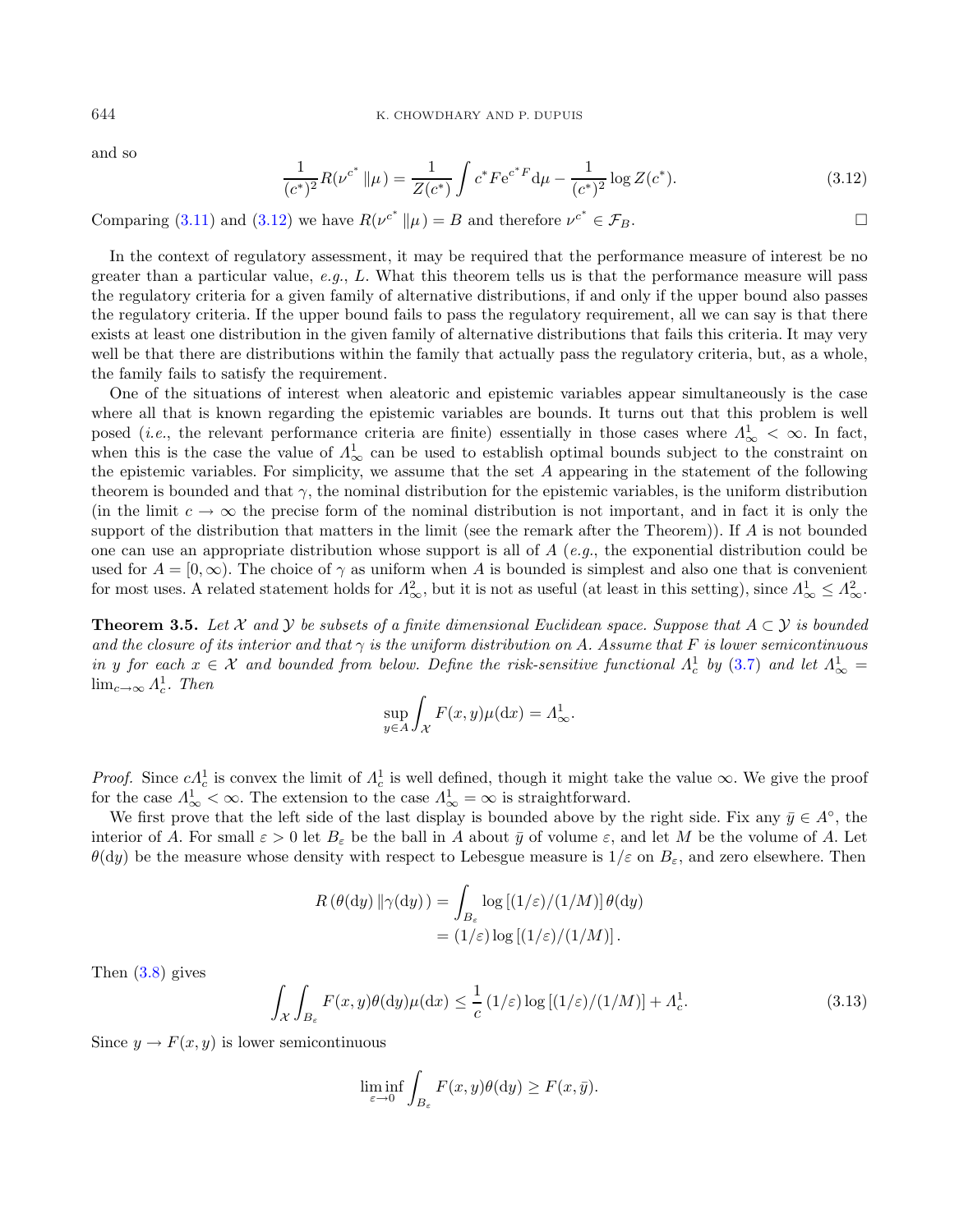and so

$$\frac{1}{(c^*)^2} R(\nu^{c^*} \| \mu) = \frac{1}{Z(c^*)} \int c^* F \mathrm{e}^{c^* F} \mathrm{d}\mu - \frac{1}{(c^*)^2} \log Z(c^*). \tag{3.12}$$

Comparing (3.11) and (3.12) we have $R(\nu^{c^*} \| \mu) = B$ and therefore $\nu^{c^*} \in \mathcal{F}_B$. □

In the context of regulatory assessment, it may be required that the performance measure of interest be no greater than a particular value, *e.g.*, $L$. What this theorem tells us is that the performance measure will pass the regulatory criteria for a given family of alternative distributions, if and only if the upper bound also passes the regulatory criteria. If the upper bound fails to pass the regulatory requirement, all we can say is that there exists at least one distribution in the given family of alternative distributions that fails this criteria. It may very well be that there are distributions within the family that actually pass the regulatory criteria, but, as a whole, the family fails to satisfy the requirement.

One of the situations of interest when aleatoric and epistemic variables appear simultaneously is the case where all that is known regarding the epistemic variables are bounds. It turns out that this problem is well posed (*i.e.*, the relevant performance criteria are finite) essentially in those cases where $\Lambda^1_\infty < \infty$. In fact, when this is the case the value of $\Lambda^1_\infty$ can be used to establish optimal bounds subject to the constraint on the epistemic variables. For simplicity, we assume that the set $A$ appearing in the statement of the following theorem is bounded and that $\gamma$, the nominal distribution for the epistemic variables, is the uniform distribution (in the limit $c \to \infty$ the precise form of the nominal distribution is not important, and in fact it is only the support of the distribution that matters in the limit (see the remark after the Theorem)). If $A$ is not bounded one can use an appropriate distribution whose support is all of $A$ (*e.g.*, the exponential distribution could be used for $A = [0, \infty)$. The choice of $\gamma$ as uniform when $A$ is bounded is simplest and also one that is convenient for most uses. A related statement holds for $\Lambda^2_\infty$, but it is not as useful (at least in this setting), since $\Lambda^1_\infty \leq \Lambda^2_\infty$.

**Theorem 3.5.** *Let $\mathcal{X}$ and $\mathcal{Y}$ be subsets of a finite dimensional Euclidean space. Suppose that $A \subset \mathcal{Y}$ is bounded and the closure of its interior and that $\gamma$ is the uniform distribution on $A$. Assume that $F$ is lower semicontinuous in $y$ for each $x \in \mathcal{X}$ and bounded from below. Define the risk-sensitive functional $\Lambda^1_c$ by (3.7) and let $\Lambda^1_\infty = \lim_{c\to\infty} \Lambda^1_c$. Then*

$$\sup_{y \in A} \int_{\mathcal{X}} F(x, y) \mu(\mathrm{d}x) = \Lambda^1_\infty.$$

*Proof.* Since $c\Lambda^1_c$ is convex the limit of $\Lambda^1_c$ is well defined, though it might take the value $\infty$. We give the proof for the case $\Lambda^1_\infty < \infty$. The extension to the case $\Lambda^1_\infty = \infty$ is straightforward.

We first prove that the left side of the last display is bounded above by the right side. Fix any $\bar{y} \in A^\circ$, the interior of $A$. For small $\varepsilon > 0$ let $B_\varepsilon$ be the ball in $A$ about $\bar{y}$ of volume $\varepsilon$, and let $M$ be the volume of $A$. Let $\theta(\mathrm{d}y)$ be the measure whose density with respect to Lebesgue measure is $1/\varepsilon$ on $B_\varepsilon$, and zero elsewhere. Then

$$\begin{aligned} R\left(\theta(\mathrm{d}y) \| \gamma(\mathrm{d}y)\right) &= \int_{B_\varepsilon} \log\left[(1/\varepsilon)/(1/M)\right] \theta(\mathrm{d}y) \\ &= (1/\varepsilon) \log\left[(1/\varepsilon)/(1/M)\right]. \end{aligned}$$

Then (3.8) gives

$$\int_{\mathcal{X}} \int_{B_\varepsilon} F(x, y) \theta(\mathrm{d}y) \mu(\mathrm{d}x) \leq \frac{1}{c} (1/\varepsilon) \log\left[(1/\varepsilon)/(1/M)\right] + \Lambda^1_c. \tag{3.13}$$

Since $y \to F(x, y)$ is lower semicontinuous

$$\liminf_{\varepsilon \to 0} \int_{B_\varepsilon} F(x, y) \theta(\mathrm{d}y) \geq F(x, \bar{y}).$$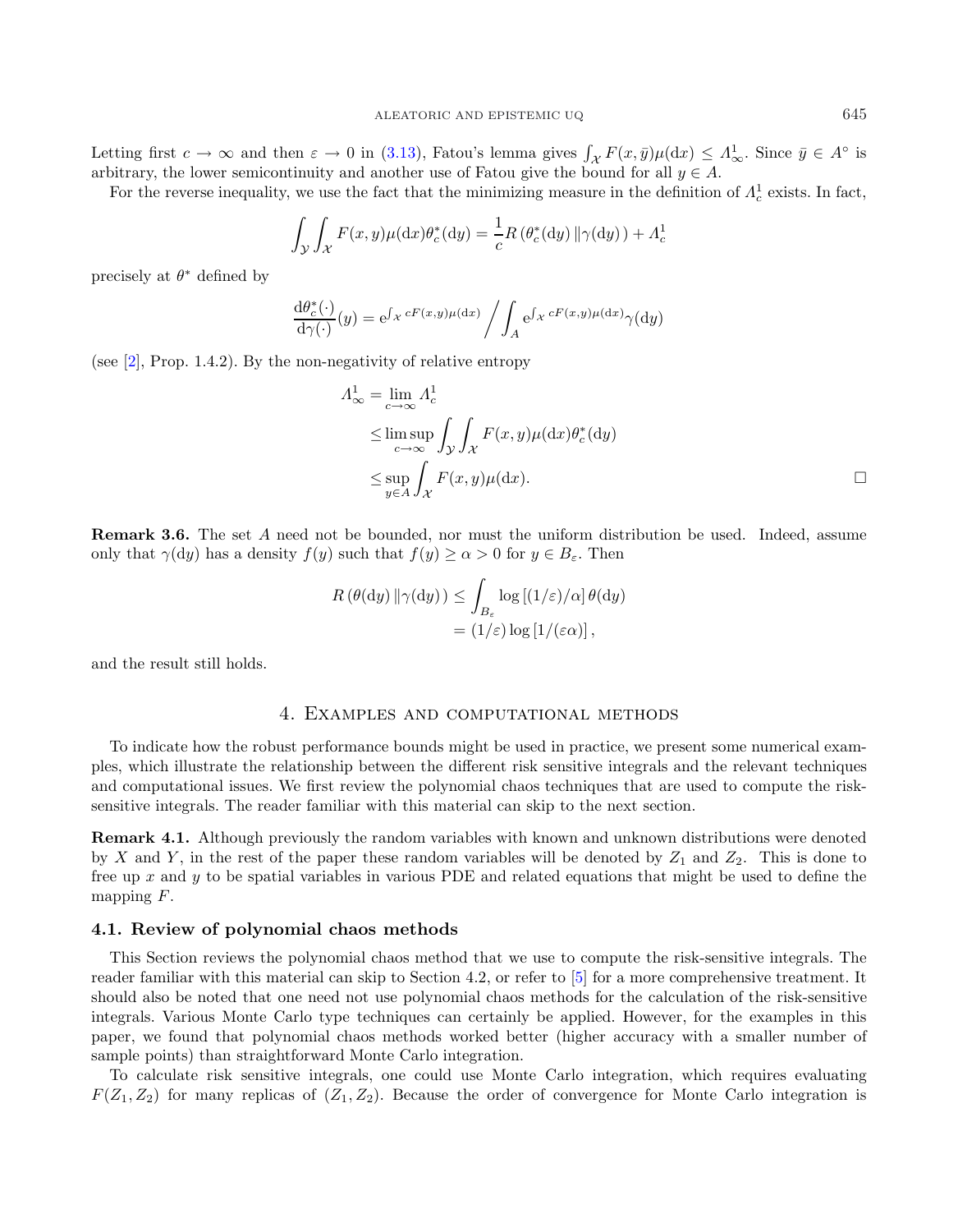Letting first $c \to \infty$ and then $\varepsilon \to 0$ in (3.13), Fatou's lemma gives $\int_{\mathcal{X}} F(x, \bar{y})\mu(\mathrm{d}x) \le \Lambda^1_\infty$. Since $\bar{y} \in A^\circ$ is arbitrary, the lower semicontinuity and another use of Fatou give the bound for all $y \in A$.

For the reverse inequality, we use the fact that the minimizing measure in the definition of $\Lambda^1_c$ exists. In fact,

$$\int_{\mathcal{Y}} \int_{\mathcal{X}} F(x, y)\mu(\mathrm{d}x)\theta^*_c(\mathrm{d}y) = \frac{1}{c} R\left(\theta^*_c(\mathrm{d}y) \,\|\gamma(\mathrm{d}y)\right) + \Lambda^1_c$$

precisely at $\theta^*$ defined by

$$\frac{\mathrm{d}\theta^*_c(\cdot)}{\mathrm{d}\gamma(\cdot)}(y) = \mathrm{e}^{\int_{\mathcal{X}} cF(x,y)\mu(\mathrm{d}x)} \Big/ \int_A \mathrm{e}^{\int_{\mathcal{X}} cF(x,y)\mu(\mathrm{d}x)} \gamma(\mathrm{d}y)$$

(see [2], Prop. 1.4.2). By the non-negativity of relative entropy

$$\begin{aligned}
\Lambda^1_\infty &= \lim_{c\to\infty} \Lambda^1_c \\
&\le \limsup_{c\to\infty} \int_{\mathcal{Y}} \int_{\mathcal{X}} F(x, y)\mu(\mathrm{d}x)\theta^*_c(\mathrm{d}y) \\
&\le \sup_{y\in A} \int_{\mathcal{X}} F(x, y)\mu(\mathrm{d}x).
\end{aligned}$$

□

**Remark 3.6.** The set $A$ need not be bounded, nor must the uniform distribution be used. Indeed, assume only that $\gamma(\mathrm{d}y)$ has a density $f(y)$ such that $f(y) \ge \alpha > 0$ for $y \in B_\varepsilon$. Then

$$\begin{aligned}
R\left(\theta(\mathrm{d}y) \,\|\gamma(\mathrm{d}y)\right) &\le \int_{B_\varepsilon} \log\left[(1/\varepsilon)/\alpha\right] \theta(\mathrm{d}y) \\
&= (1/\varepsilon) \log\left[1/(\varepsilon\alpha)\right],
\end{aligned}$$

and the result still holds.

## 4. Examples and computational methods

To indicate how the robust performance bounds might be used in practice, we present some numerical examples, which illustrate the relationship between the different risk sensitive integrals and the relevant techniques and computational issues. We first review the polynomial chaos techniques that are used to compute the risk-sensitive integrals. The reader familiar with this material can skip to the next section.

**Remark 4.1.** Although previously the random variables with known and unknown distributions were denoted by $X$ and $Y$, in the rest of the paper these random variables will be denoted by $Z_1$ and $Z_2$. This is done to free up $x$ and $y$ to be spatial variables in various PDE and related equations that might be used to define the mapping $F$.

### 4.1. Review of polynomial chaos methods

This Section reviews the polynomial chaos method that we use to compute the risk-sensitive integrals. The reader familiar with this material can skip to Section 4.2, or refer to [5] for a more comprehensive treatment. It should also be noted that one need not use polynomial chaos methods for the calculation of the risk-sensitive integrals. Various Monte Carlo type techniques can certainly be applied. However, for the examples in this paper, we found that polynomial chaos methods worked better (higher accuracy with a smaller number of sample points) than straightforward Monte Carlo integration.

To calculate risk sensitive integrals, one could use Monte Carlo integration, which requires evaluating $F(Z_1, Z_2)$ for many replicas of $(Z_1, Z_2)$. Because the order of convergence for Monte Carlo integration is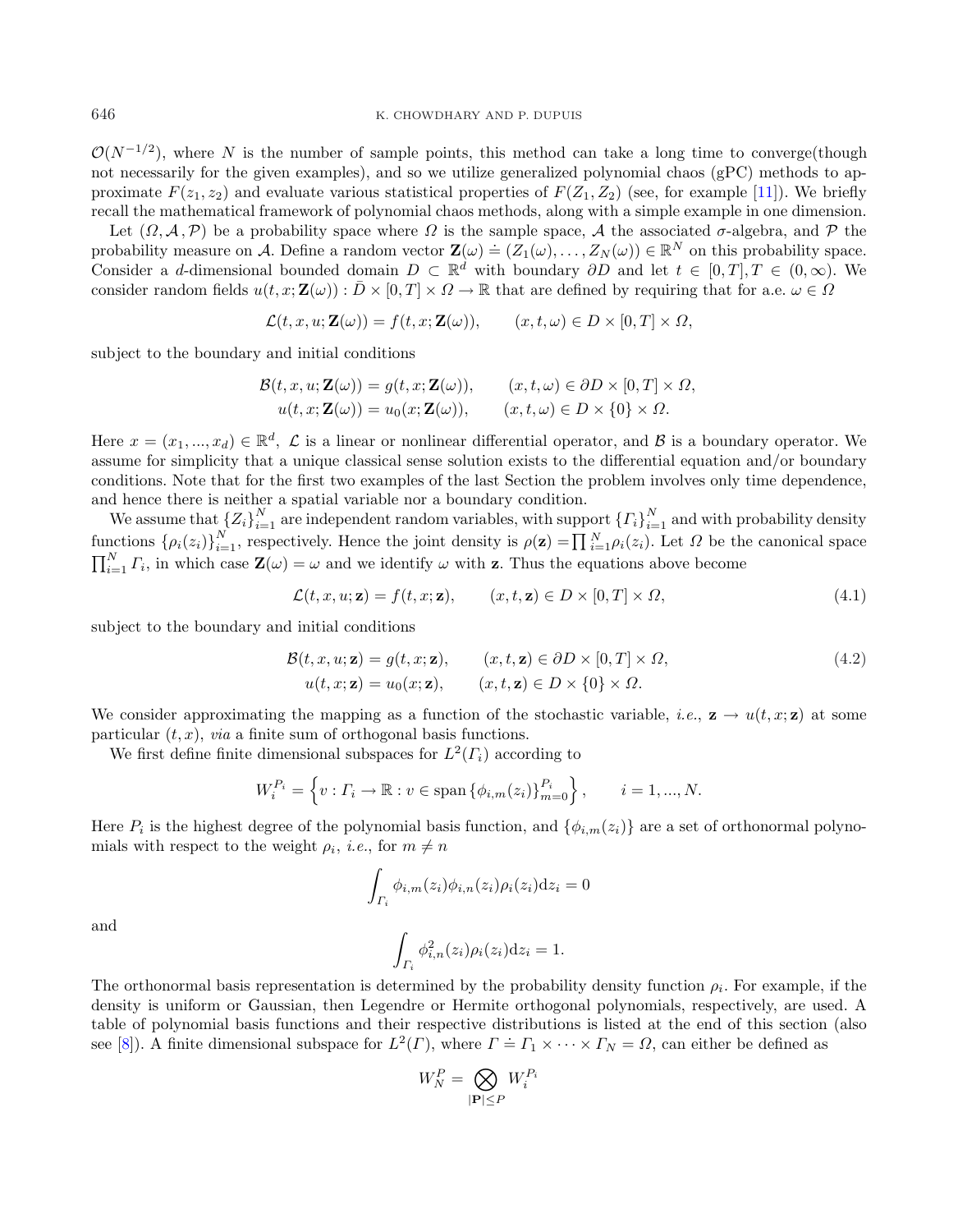$\mathcal{O}(N^{-1/2})$, where $N$ is the number of sample points, this method can take a long time to converge(though not necessarily for the given examples), and so we utilize generalized polynomial chaos (gPC) methods to approximate $F(z_1, z_2)$ and evaluate various statistical properties of $F(Z_1, Z_2)$ (see, for example [11]). We briefly recall the mathematical framework of polynomial chaos methods, along with a simple example in one dimension.

Let $(\Omega, \mathcal{A}, \mathcal{P})$ be a probability space where $\Omega$ is the sample space, $\mathcal{A}$ the associated $\sigma$-algebra, and $\mathcal{P}$ the probability measure on $\mathcal{A}$. Define a random vector $\mathbf{Z}(\omega) \doteq (Z_1(\omega), \ldots, Z_N(\omega)) \in \mathbb{R}^N$ on this probability space. Consider a $d$-dimensional bounded domain $D \subset \mathbb{R}^d$ with boundary $\partial D$ and let $t \in [0,T], T \in (0, \infty)$. We consider random fields $u(t, x; \mathbf{Z}(\omega)) : \bar{D} \times [0,T] \times \Omega \to \mathbb{R}$ that are defined by requiring that for a.e. $\omega \in \Omega$

$$\mathcal{L}(t, x, u; \mathbf{Z}(\omega)) = f(t, x; \mathbf{Z}(\omega)), \qquad (x, t, \omega) \in D \times [0,T] \times \Omega,$$

subject to the boundary and initial conditions

$$\begin{aligned}
\mathcal{B}(t, x, u; \mathbf{Z}(\omega)) &= g(t, x; \mathbf{Z}(\omega)), \qquad (x, t, \omega) \in \partial D \times [0,T] \times \Omega, \\
u(t, x; \mathbf{Z}(\omega)) &= u_0(x; \mathbf{Z}(\omega)), \qquad (x, t, \omega) \in D \times \{0\} \times \Omega.
\end{aligned}$$

Here $x = (x_1, ..., x_d) \in \mathbb{R}^d$, $\mathcal{L}$ is a linear or nonlinear differential operator, and $\mathcal{B}$ is a boundary operator. We assume for simplicity that a unique classical sense solution exists to the differential equation and/or boundary conditions. Note that for the first two examples of the last Section the problem involves only time dependence, and hence there is neither a spatial variable nor a boundary condition.

We assume that $\{Z_i\}_{i=1}^N$ are independent random variables, with support $\{\Gamma_i\}_{i=1}^N$ and with probability density functions $\{\rho_i(z_i)\}_{i=1}^N$, respectively. Hence the joint density is $\rho(\mathbf{z}) = \prod_{i=1}^N \rho_i(z_i)$. Let $\Omega$ be the canonical space $\prod_{i=1}^N \Gamma_i$, in which case $\mathbf{Z}(\omega) = \omega$ and we identify $\omega$ with $\mathbf{z}$. Thus the equations above become

$$\mathcal{L}(t, x, u; \mathbf{z}) = f(t, x; \mathbf{z}), \qquad (x, t, \mathbf{z}) \in D \times [0,T] \times \Omega, \tag{4.1}$$

subject to the boundary and initial conditions

$$\begin{aligned}
\mathcal{B}(t, x, u; \mathbf{z}) &= g(t, x; \mathbf{z}), \qquad (x, t, \mathbf{z}) \in \partial D \times [0,T] \times \Omega, \\
u(t, x; \mathbf{z}) &= u_0(x; \mathbf{z}), \qquad (x, t, \mathbf{z}) \in D \times \{0\} \times \Omega.
\end{aligned} \tag{4.2}$$

We consider approximating the mapping as a function of the stochastic variable, *i.e.*, $\mathbf{z} \to u(t, x; \mathbf{z})$ at some particular $(t, x)$, *via* a finite sum of orthogonal basis functions.

We first define finite dimensional subspaces for $L^2(\Gamma_i)$ according to

$$W_i^{P_i} = \left\{ v : \Gamma_i \to \mathbb{R} : v \in \operatorname{span} \{\phi_{i,m}(z_i)\}_{m=0}^{P_i} \right\}, \qquad i = 1, ..., N.$$

Here $P_i$ is the highest degree of the polynomial basis function, and $\{\phi_{i,m}(z_i)\}$ are a set of orthonormal polynomials with respect to the weight $\rho_i$, *i.e.*, for $m \neq n$

$$\int_{\Gamma_i} \phi_{i,m}(z_i) \phi_{i,n}(z_i) \rho_i(z_i) \mathrm{d}z_i = 0$$

and

$$\int_{\Gamma_i} \phi_{i,n}^2(z_i) \rho_i(z_i) \mathrm{d}z_i = 1.$$

The orthonormal basis representation is determined by the probability density function $\rho_i$. For example, if the density is uniform or Gaussian, then Legendre or Hermite orthogonal polynomials, respectively, are used. A table of polynomial basis functions and their respective distributions is listed at the end of this section (also see [8]). A finite dimensional subspace for $L^2(\Gamma)$, where $\Gamma \doteq \Gamma_1 \times \cdots \times \Gamma_N = \Omega$, can either be defined as

$$W_N^P = \bigotimes_{|\mathbf{P}| \leq P} W_i^{P_i}$$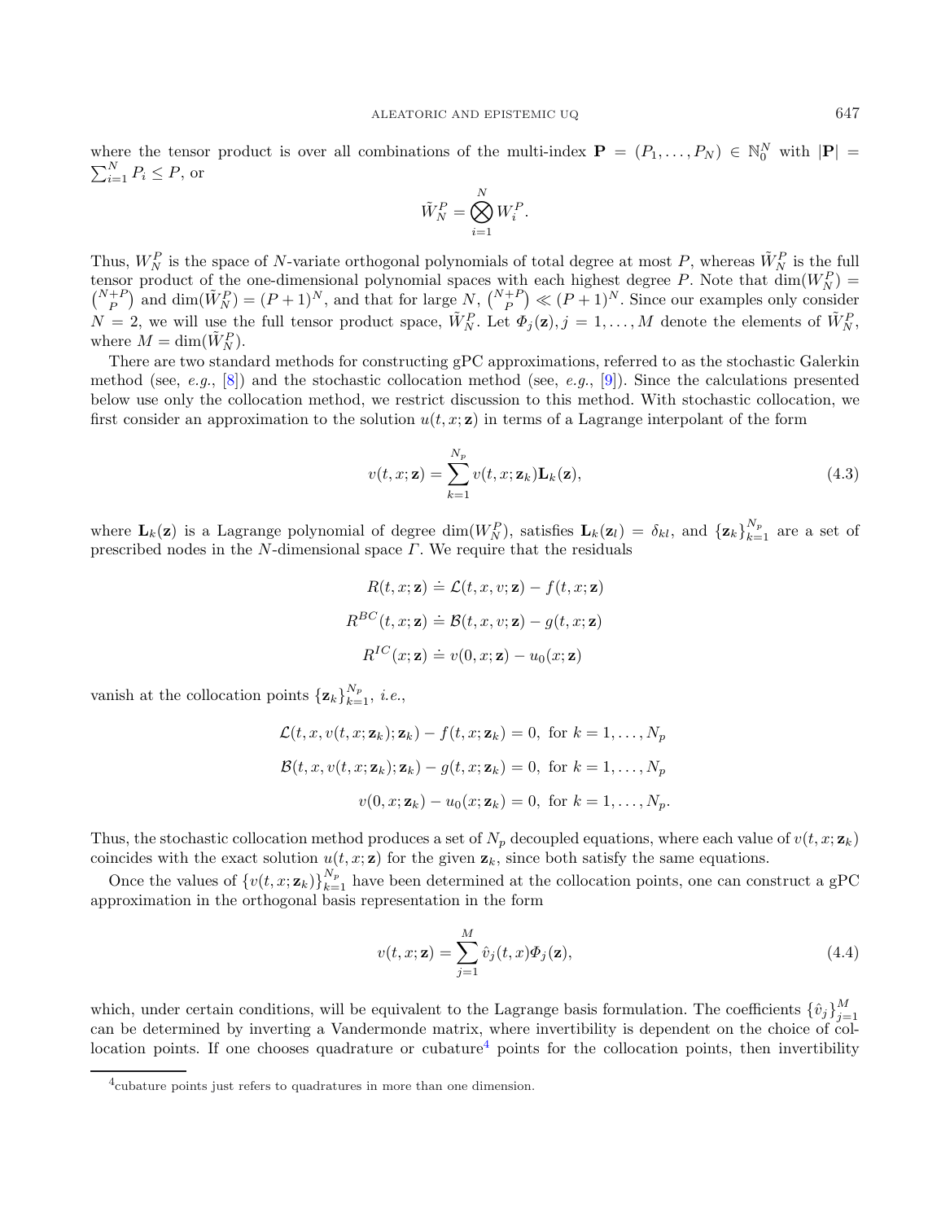where the tensor product is over all combinations of the multi-index $\mathbf{P} = (P_1, \ldots, P_N) \in \mathbb{N}_0^N$ with $|\mathbf{P}| = \sum_{i=1}^N P_i \leq P$, or

$$\tilde{W}_N^P = \bigotimes_{i=1}^N W_i^P.$$

Thus, $W_N^P$ is the space of $N$-variate orthogonal polynomials of total degree at most $P$, whereas $\tilde{W}_N^P$ is the full tensor product of the one-dimensional polynomial spaces with each highest degree $P$. Note that $\dim(W_N^P) = \binom{N+P}{P}$ and $\dim(\tilde{W}_N^P) = (P+1)^N$, and that for large $N$, $\binom{N+P}{P} \ll (P+1)^N$. Since our examples only consider $N = 2$, we will use the full tensor product space, $\tilde{W}_N^P$. Let $\Phi_j(\mathbf{z}), j = 1, \ldots, M$ denote the elements of $\tilde{W}_N^P$, where $M = \dim(\tilde{W}_N^P)$.

There are two standard methods for constructing gPC approximations, referred to as the stochastic Galerkin method (see, *e.g.*, [8]) and the stochastic collocation method (see, *e.g.*, [9]). Since the calculations presented below use only the collocation method, we restrict discussion to this method. With stochastic collocation, we first consider an approximation to the solution $u(t, x; \mathbf{z})$ in terms of a Lagrange interpolant of the form

$$v(t, x; \mathbf{z}) = \sum_{k=1}^{N_p} v(t, x; \mathbf{z}_k) \mathbf{L}_k(\mathbf{z}), \tag{4.3}$$

where $\mathbf{L}_k(\mathbf{z})$ is a Lagrange polynomial of degree $\dim(W_N^P)$, satisfies $\mathbf{L}_k(\mathbf{z}_l) = \delta_{kl}$, and $\{\mathbf{z}_k\}_{k=1}^{N_p}$ are a set of prescribed nodes in the $N$-dimensional space $\Gamma$. We require that the residuals

$$R(t, x; \mathbf{z}) \doteq \mathcal{L}(t, x, v; \mathbf{z}) - f(t, x; \mathbf{z})$$

$$R^{BC}(t, x; \mathbf{z}) \doteq \mathcal{B}(t, x, v; \mathbf{z}) - g(t, x; \mathbf{z})$$

$$R^{IC}(x; \mathbf{z}) \doteq v(0, x; \mathbf{z}) - u_0(x; \mathbf{z})$$

vanish at the collocation points $\{\mathbf{z}_k\}_{k=1}^{N_p}$, *i.e.*,

$$\mathcal{L}(t, x, v(t, x; \mathbf{z}_k); \mathbf{z}_k) - f(t, x; \mathbf{z}_k) = 0, \text{ for } k = 1, \ldots, N_p$$

$$\mathcal{B}(t, x, v(t, x; \mathbf{z}_k); \mathbf{z}_k) - g(t, x; \mathbf{z}_k) = 0, \text{ for } k = 1, \ldots, N_p$$

$$v(0, x; \mathbf{z}_k) - u_0(x; \mathbf{z}_k) = 0, \text{ for } k = 1, \ldots, N_p.$$

Thus, the stochastic collocation method produces a set of $N_p$ decoupled equations, where each value of $v(t, x; \mathbf{z}_k)$ coincides with the exact solution $u(t, x; \mathbf{z})$ for the given $\mathbf{z}_k$, since both satisfy the same equations.

Once the values of $\{v(t, x; \mathbf{z}_k)\}_{k=1}^{N_p}$ have been determined at the collocation points, one can construct a gPC approximation in the orthogonal basis representation in the form

$$v(t, x; \mathbf{z}) = \sum_{j=1}^{M} \hat{v}_j(t, x) \Phi_j(\mathbf{z}), \tag{4.4}$$

which, under certain conditions, will be equivalent to the Lagrange basis formulation. The coefficients $\{\hat{v}_j\}_{j=1}^M$ can be determined by inverting a Vandermonde matrix, where invertibility is dependent on the choice of collocation points. If one chooses quadrature or cubature[4] points for the collocation points, then invertibility

[4] cubature points just refers to quadratures in more than one dimension.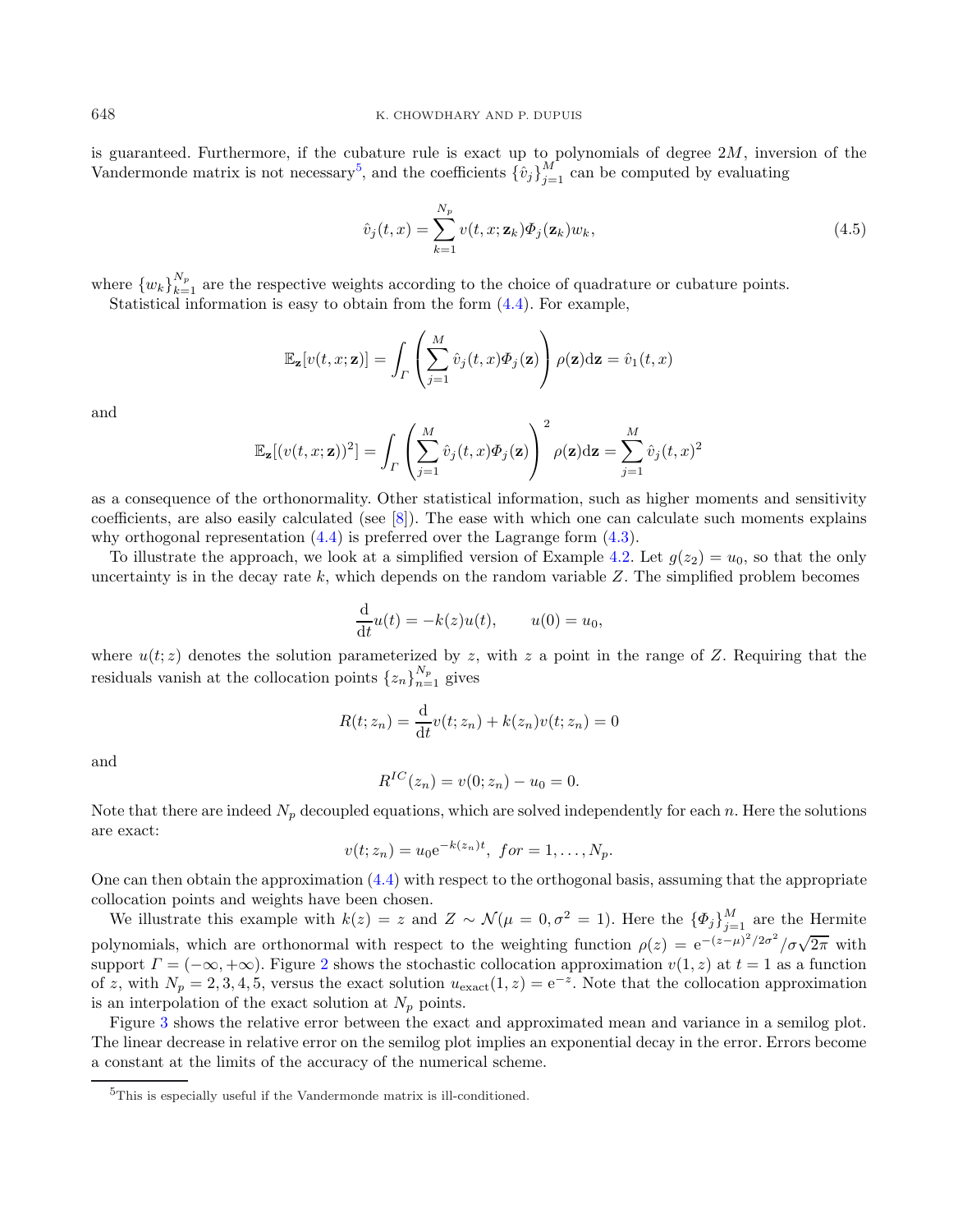is guaranteed. Furthermore, if the cubature rule is exact up to polynomials of degree $2M$, inversion of the Vandermonde matrix is not necessary[5], and the coefficients $\{\hat{v}_j\}_{j=1}^{M}$ can be computed by evaluating

$$\hat{v}_j(t,x) = \sum_{k=1}^{N_p} v(t,x;\mathbf{z}_k)\Phi_j(\mathbf{z}_k)w_k, \tag{4.5}$$

where $\{w_k\}_{k=1}^{N_p}$ are the respective weights according to the choice of quadrature or cubature points.

Statistical information is easy to obtain from the form (4.4). For example,

$$\mathbb{E}_{\mathbf{z}}[v(t,x;\mathbf{z})] = \int_{\Gamma}\left(\sum_{j=1}^{M}\hat{v}_j(t,x)\Phi_j(\mathbf{z})\right)\rho(\mathbf{z})\mathrm{d}\mathbf{z} = \hat{v}_1(t,x)$$

and

$$\mathbb{E}_{\mathbf{z}}[(v(t,x;\mathbf{z}))^2] = \int_{\Gamma}\left(\sum_{j=1}^{M}\hat{v}_j(t,x)\Phi_j(\mathbf{z})\right)^2\rho(\mathbf{z})\mathrm{d}\mathbf{z} = \sum_{j=1}^{M}\hat{v}_j(t,x)^2$$

as a consequence of the orthonormality. Other statistical information, such as higher moments and sensitivity coefficients, are also easily calculated (see [8]). The ease with which one can calculate such moments explains why orthogonal representation (4.4) is preferred over the Lagrange form (4.3).

To illustrate the approach, we look at a simplified version of Example 4.2. Let $g(z_2) = u_0$, so that the only uncertainty is in the decay rate $k$, which depends on the random variable $Z$. The simplified problem becomes

$$\frac{\mathrm{d}}{\mathrm{d}t}u(t) = -k(z)u(t), \qquad u(0) = u_0,$$

where $u(t;z)$ denotes the solution parameterized by $z$, with $z$ a point in the range of $Z$. Requiring that the residuals vanish at the collocation points $\{z_n\}_{n=1}^{N_p}$ gives

$$R(t;z_n) = \frac{\mathrm{d}}{\mathrm{d}t}v(t;z_n) + k(z_n)v(t;z_n) = 0$$

and

$$R^{IC}(z_n) = v(0;z_n) - u_0 = 0.$$

Note that there are indeed $N_p$ decoupled equations, which are solved independently for each $n$. Here the solutions are exact:

$$v(t;z_n) = u_0\mathrm{e}^{-k(z_n)t}, \;\; for = 1,\ldots,N_p.$$

One can then obtain the approximation (4.4) with respect to the orthogonal basis, assuming that the appropriate collocation points and weights have been chosen.

We illustrate this example with $k(z) = z$ and $Z \sim \mathcal{N}(\mu = 0, \sigma^2 = 1)$. Here the $\{\Phi_j\}_{j=1}^{M}$ are the Hermite polynomials, which are orthonormal with respect to the weighting function $\rho(z) = \mathrm{e}^{-(z-\mu)^2/2\sigma^2}/\sigma\sqrt{2\pi}$ with support $\Gamma = (-\infty,+\infty)$. Figure 2 shows the stochastic collocation approximation $v(1,z)$ at $t = 1$ as a function of $z$, with $N_p = 2,3,4,5$, versus the exact solution $u_{\text{exact}}(1,z) = \mathrm{e}^{-z}$. Note that the collocation approximation is an interpolation of the exact solution at $N_p$ points.

Figure 3 shows the relative error between the exact and approximated mean and variance in a semilog plot. The linear decrease in relative error on the semilog plot implies an exponential decay in the error. Errors become a constant at the limits of the accuracy of the numerical scheme.

[5]This is especially useful if the Vandermonde matrix is ill-conditioned.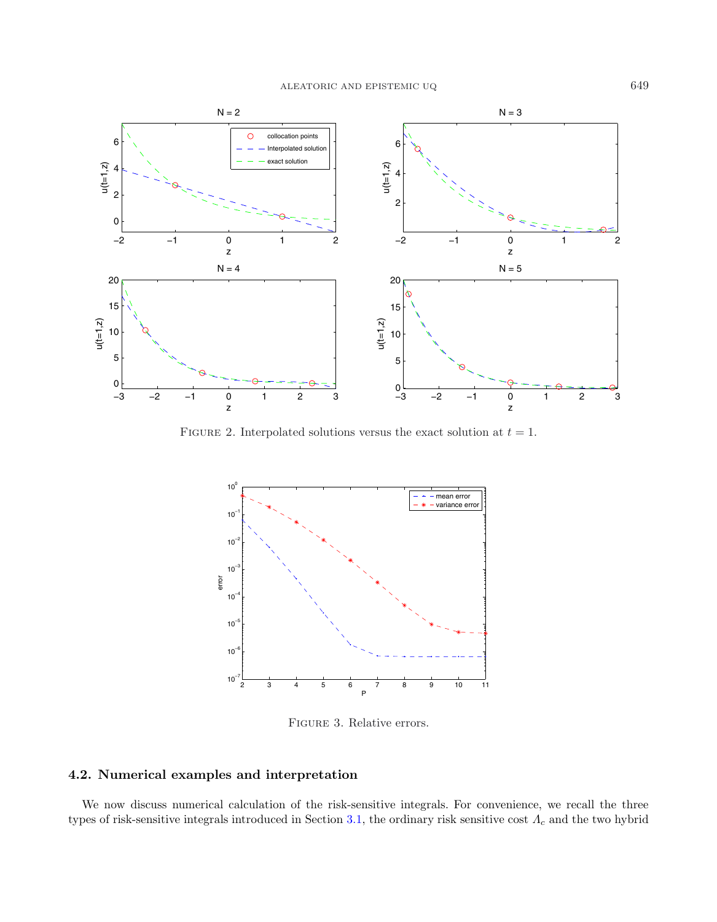Figure 2. Interpolated solutions versus the exact solution at $t = 1$.

Figure 3. Relative errors.

## 4.2. Numerical examples and interpretation

We now discuss numerical calculation of the risk-sensitive integrals. For convenience, we recall the three types of risk-sensitive integrals introduced in Section 3.1, the ordinary risk sensitive cost $\Lambda_c$ and the two hybrid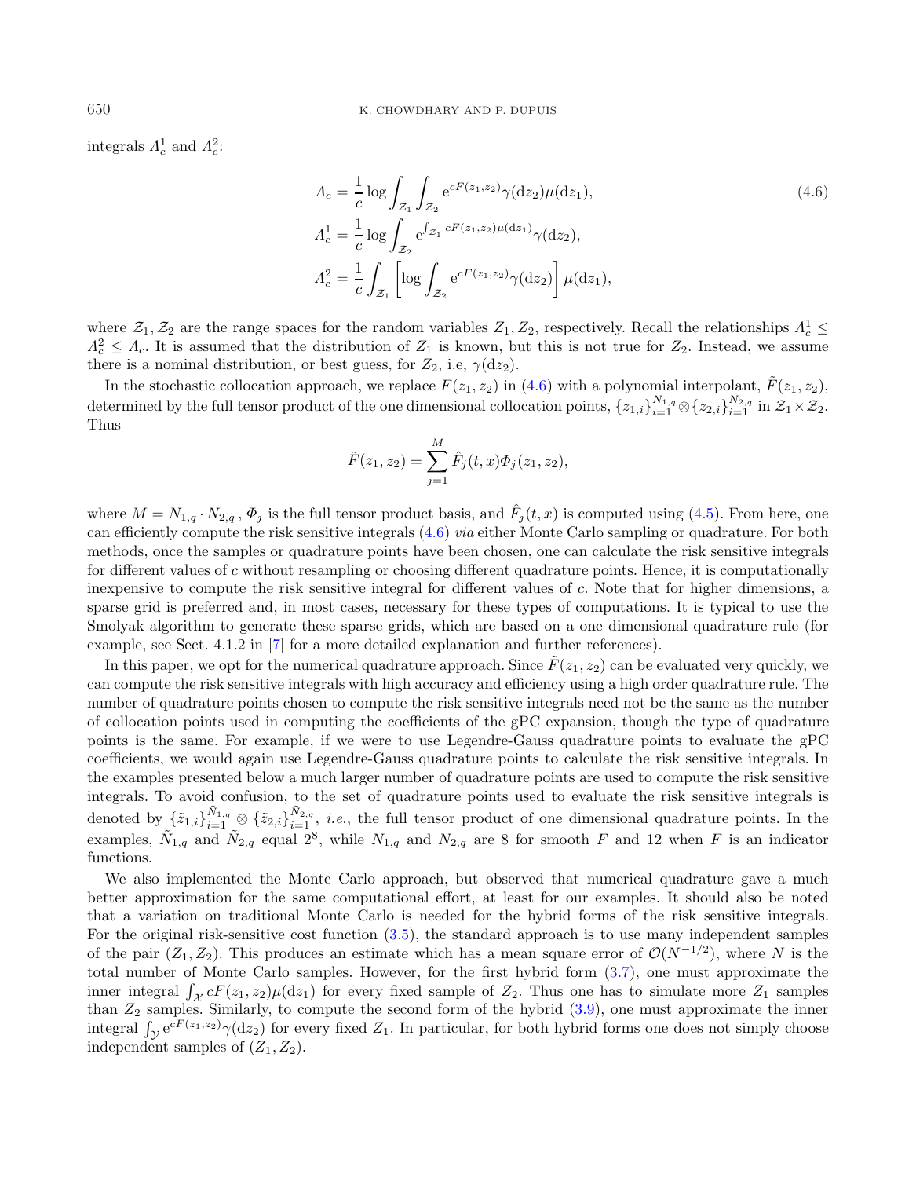integrals $\Lambda_c^1$ and $\Lambda_c^2$:

$$
\begin{aligned}
\Lambda_c &= \frac{1}{c}\log \int_{\mathcal{Z}_1}\int_{\mathcal{Z}_2} \mathrm{e}^{cF(z_1,z_2)}\gamma(\mathrm{d}z_2)\mu(\mathrm{d}z_1), \\
\Lambda_c^1 &= \frac{1}{c}\log \int_{\mathcal{Z}_2} \mathrm{e}^{\int_{\mathcal{Z}_1} cF(z_1,z_2)\mu(\mathrm{d}z_1)}\gamma(\mathrm{d}z_2), \\
\Lambda_c^2 &= \frac{1}{c}\int_{\mathcal{Z}_1}\left[\log \int_{\mathcal{Z}_2} \mathrm{e}^{cF(z_1,z_2)}\gamma(\mathrm{d}z_2)\right]\mu(\mathrm{d}z_1),
\end{aligned}
\tag{4.6}
$$

where $\mathcal{Z}_1, \mathcal{Z}_2$ are the range spaces for the random variables $Z_1, Z_2$, respectively. Recall the relationships $\Lambda_c^1 \le \Lambda_c^2 \le \Lambda_c$. It is assumed that the distribution of $Z_1$ is known, but this is not true for $Z_2$. Instead, we assume there is a nominal distribution, or best guess, for $Z_2$, i.e, $\gamma(\mathrm{d}z_2)$.

In the stochastic collocation approach, we replace $F(z_1,z_2)$ in (4.6) with a polynomial interpolant, $\tilde{F}(z_1,z_2)$, determined by the full tensor product of the one dimensional collocation points, $\{z_{1,i}\}_{i=1}^{N_{1,q}} \otimes \{z_{2,i}\}_{i=1}^{N_{2,q}}$ in $\mathcal{Z}_1 \times \mathcal{Z}_2$. Thus

$$
\tilde{F}(z_1,z_2) = \sum_{j=1}^{M} \hat{F}_j(t,x)\Phi_j(z_1,z_2),
$$

where $M = N_{1,q}\cdot N_{2,q}$, $\Phi_j$ is the full tensor product basis, and $\hat{F}_j(t,x)$ is computed using (4.5). From here, one can efficiently compute the risk sensitive integrals (4.6) *via* either Monte Carlo sampling or quadrature. For both methods, once the samples or quadrature points have been chosen, one can calculate the risk sensitive integrals for different values of $c$ without resampling or choosing different quadrature points. Hence, it is computationally inexpensive to compute the risk sensitive integral for different values of $c$. Note that for higher dimensions, a sparse grid is preferred and, in most cases, necessary for these types of computations. It is typical to use the Smolyak algorithm to generate these sparse grids, which are based on a one dimensional quadrature rule (for example, see Sect. 4.1.2 in [7] for a more detailed explanation and further references).

In this paper, we opt for the numerical quadrature approach. Since $\tilde{F}(z_1,z_2)$ can be evaluated very quickly, we can compute the risk sensitive integrals with high accuracy and efficiency using a high order quadrature rule. The number of quadrature points chosen to compute the risk sensitive integrals need not be the same as the number of collocation points used in computing the coefficients of the gPC expansion, though the type of quadrature points is the same. For example, if we were to use Legendre-Gauss quadrature points to evaluate the gPC coefficients, we would again use Legendre-Gauss quadrature points to calculate the risk sensitive integrals. In the examples presented below a much larger number of quadrature points are used to compute the risk sensitive integrals. To avoid confusion, to the set of quadrature points used to evaluate the risk sensitive integrals is denoted by $\{\tilde{z}_{1,i}\}_{i=1}^{\tilde{N}_{1,q}} \otimes \{\tilde{z}_{2,i}\}_{i=1}^{\tilde{N}_{2,q}}$, *i.e.*, the full tensor product of one dimensional quadrature points. In the examples, $\tilde{N}_{1,q}$ and $\tilde{N}_{2,q}$ equal $2^8$, while $N_{1,q}$ and $N_{2,q}$ are 8 for smooth $F$ and 12 when $F$ is an indicator functions.

We also implemented the Monte Carlo approach, but observed that numerical quadrature gave a much better approximation for the same computational effort, at least for our examples. It should also be noted that a variation on traditional Monte Carlo is needed for the hybrid forms of the risk sensitive integrals. For the original risk-sensitive cost function (3.5), the standard approach is to use many independent samples of the pair $(Z_1,Z_2)$. This produces an estimate which has a mean square error of $\mathcal{O}(N^{-1/2})$, where $N$ is the total number of Monte Carlo samples. However, for the first hybrid form (3.7), one must approximate the inner integral $\int_{\mathcal{X}} cF(z_1,z_2)\mu(\mathrm{d}z_1)$ for every fixed sample of $Z_2$. Thus one has to simulate more $Z_1$ samples than $Z_2$ samples. Similarly, to compute the second form of the hybrid (3.9), one must approximate the inner integral $\int_{\mathcal{Y}} \mathrm{e}^{cF(z_1,z_2)}\gamma(\mathrm{d}z_2)$ for every fixed $Z_1$. In particular, for both hybrid forms one does not simply choose independent samples of $(Z_1,Z_2)$.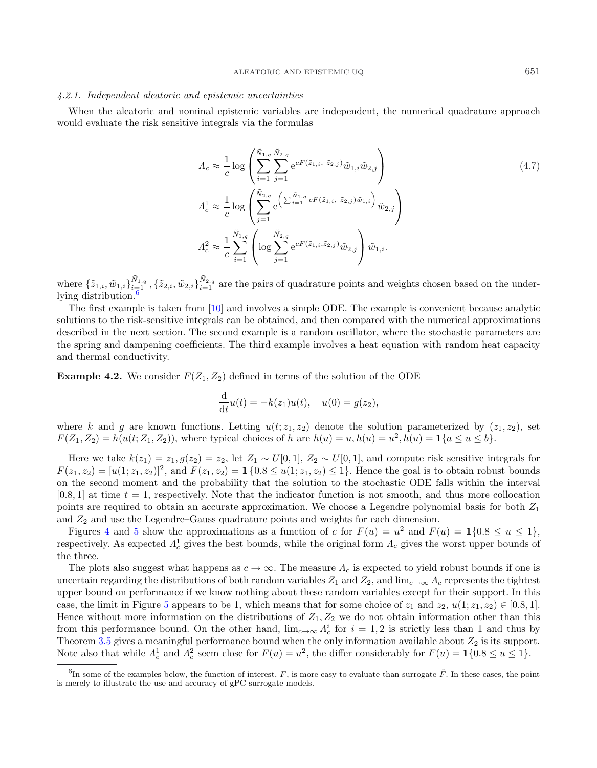#### 4.2.1. Independent aleatoric and epistemic uncertainties

When the aleatoric and nominal epistemic variables are independent, the numerical quadrature approach would evaluate the risk sensitive integrals via the formulas

$$
\begin{aligned}
\Lambda_c &\approx \frac{1}{c}\log\left(\sum_{i=1}^{\tilde{N}_{1,q}}\sum_{j=1}^{\tilde{N}_{2,q}} \mathrm{e}^{cF(\tilde{z}_{1,i},\ \tilde{z}_{2,j})}\tilde{w}_{1,i}\tilde{w}_{2,j}\right) \\
\Lambda_c^1 &\approx \frac{1}{c}\log\left(\sum_{j=1}^{\tilde{N}_{2,q}} \mathrm{e}^{\left(\sum_{i=1}^{\tilde{N}_{1,q}} cF(\tilde{z}_{1,i},\ \tilde{z}_{2,j})\tilde{w}_{1,i}\right)}\tilde{w}_{2,j}\right) \\
\Lambda_c^2 &\approx \frac{1}{c}\sum_{i=1}^{\tilde{N}_{1,q}}\left(\log\sum_{j=1}^{\tilde{N}_{2,q}} \mathrm{e}^{cF(\tilde{z}_{1,i},\tilde{z}_{2,j})}\tilde{w}_{2,j}\right)\tilde{w}_{1,i}.
\end{aligned}
\tag{4.7}
$$

where $\{\tilde{z}_{1,i},\tilde{w}_{1,i}\}_{i=1}^{\tilde{N}_{1,q}}, \{\tilde{z}_{2,i},\tilde{w}_{2,i}\}_{i=1}^{\tilde{N}_{2,q}}$ are the pairs of quadrature points and weights chosen based on the underlying distribution.[6]

The first example is taken from [10] and involves a simple ODE. The example is convenient because analytic solutions to the risk-sensitive integrals can be obtained, and then compared with the numerical approximations described in the next section. The second example is a random oscillator, where the stochastic parameters are the spring and dampening coefficients. The third example involves a heat equation with random heat capacity and thermal conductivity.

**Example 4.2.** We consider $F(Z_1, Z_2)$ defined in terms of the solution of the ODE

$$
\frac{\mathrm{d}}{\mathrm{d}t}u(t) = -k(z_1)u(t), \quad u(0) = g(z_2),
$$

where $k$ and $g$ are known functions. Letting $u(t; z_1, z_2)$ denote the solution parameterized by $(z_1, z_2)$, set $F(Z_1, Z_2) = h(u(t; Z_1, Z_2))$, where typical choices of $h$ are $h(u) = u, h(u) = u^2, h(u) = \mathbf{1}\{a \le u \le b\}$.

Here we take $k(z_1) = z_1, g(z_2) = z_2$, let $Z_1 \sim U[0, 1]$, $Z_2 \sim U[0, 1]$, and compute risk sensitive integrals for $F(z_1, z_2) = [u(1; z_1, z_2)]^2$, and $F(z_1, z_2) = \mathbf{1}\{0.8 \le u(1; z_1, z_2) \le 1\}$. Hence the goal is to obtain robust bounds on the second moment and the probability that the solution to the stochastic ODE falls within the interval $[0.8, 1]$ at time $t = 1$, respectively. Note that the indicator function is not smooth, and thus more collocation points are required to obtain an accurate approximation. We choose a Legendre polynomial basis for both $Z_1$ and $Z_2$ and use the Legendre–Gauss quadrature points and weights for each dimension.

Figures 4 and 5 show the approximations as a function of $c$ for $F(u) = u^2$ and $F(u) = \mathbf{1}\{0.8 \le u \le 1\}$, respectively. As expected $\Lambda_c^1$ gives the best bounds, while the original form $\Lambda_c$ gives the worst upper bounds of the three.

The plots also suggest what happens as $c \to \infty$. The measure $\Lambda_c$ is expected to yield robust bounds if one is uncertain regarding the distributions of both random variables $Z_1$ and $Z_2$, and $\lim_{c\to\infty} \Lambda_c$ represents the tightest upper bound on performance if we know nothing about these random variables except for their support. In this case, the limit in Figure 5 appears to be 1, which means that for some choice of $z_1$ and $z_2$, $u(1; z_1, z_2) \in [0.8, 1]$. Hence without more information on the distributions of $Z_1, Z_2$ we do not obtain information other than this from this performance bound. On the other hand, $\lim_{c\to\infty} \Lambda_c^i$ for $i = 1, 2$ is strictly less than 1 and thus by Theorem 3.5 gives a meaningful performance bound when the only information available about $Z_2$ is its support. Note also that while $\Lambda_c^1$ and $\Lambda_c^2$ seem close for $F(u) = u^2$, the differ considerably for $F(u) = \mathbf{1}\{0.8 \le u \le 1\}$.

---

[6] In some of the examples below, the function of interest, $F$, is more easy to evaluate than surrogate $\tilde{F}$. In these cases, the point is merely to illustrate the use and accuracy of gPC surrogate models.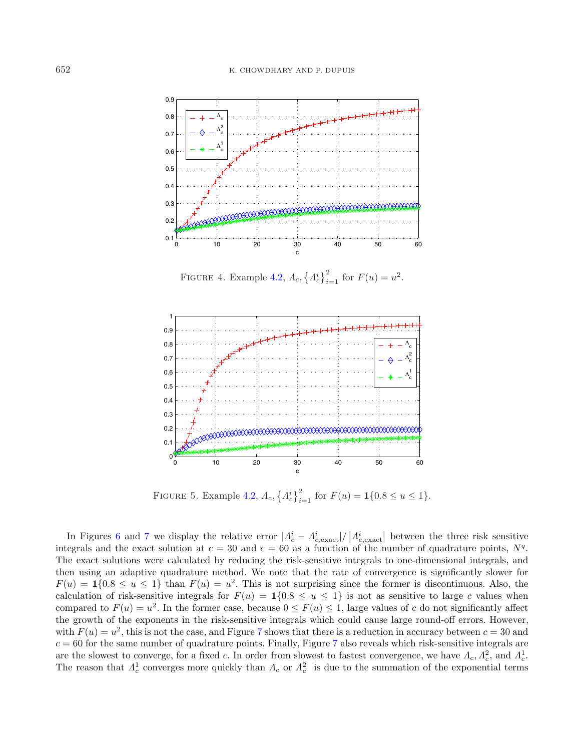FIGURE 4. Example 4.2, $\Lambda_c, \left\{\Lambda_c^i\right\}_{i=1}^2$ for $F(u) = u^2$.

FIGURE 5. Example 4.2, $\Lambda_c, \left\{\Lambda_c^i\right\}_{i=1}^2$ for $F(u) = \mathbf{1}\{0.8 \leq u \leq 1\}$.

In Figures 6 and 7 we display the relative error $|\Lambda_c^i - \Lambda_{c,\text{exact}}^i| / \left|\Lambda_{c,\text{exact}}^i\right|$ between the three risk sensitive integrals and the exact solution at $c = 30$ and $c = 60$ as a function of the number of quadrature points, $N^q$. The exact solutions were calculated by reducing the risk-sensitive integrals to one-dimensional integrals, and then using an adaptive quadrature method. We note that the rate of convergence is significantly slower for $F(u) = \mathbf{1}\{0.8 \leq u \leq 1\}$ than $F(u) = u^2$. This is not surprising since the former is discontinuous. Also, the calculation of risk-sensitive integrals for $F(u) = \mathbf{1}\{0.8 \leq u \leq 1\}$ is not as sensitive to large $c$ values when compared to $F(u) = u^2$. In the former case, because $0 \leq F(u) \leq 1$, large values of $c$ do not significantly affect the growth of the exponents in the risk-sensitive integrals which could cause large round-off errors. However, with $F(u) = u^2$, this is not the case, and Figure 7 shows that there is a reduction in accuracy between $c = 30$ and $c = 60$ for the same number of quadrature points. Finally, Figure 7 also reveals which risk-sensitive integrals are are the slowest to converge, for a fixed $c$. In order from slowest to fastest convergence, we have $\Lambda_c, \Lambda_c^2$, and $\Lambda_c^1$. The reason that $\Lambda_c^1$ converges more quickly than $\Lambda_c$ or $\Lambda_c^2$ is due to the summation of the exponential terms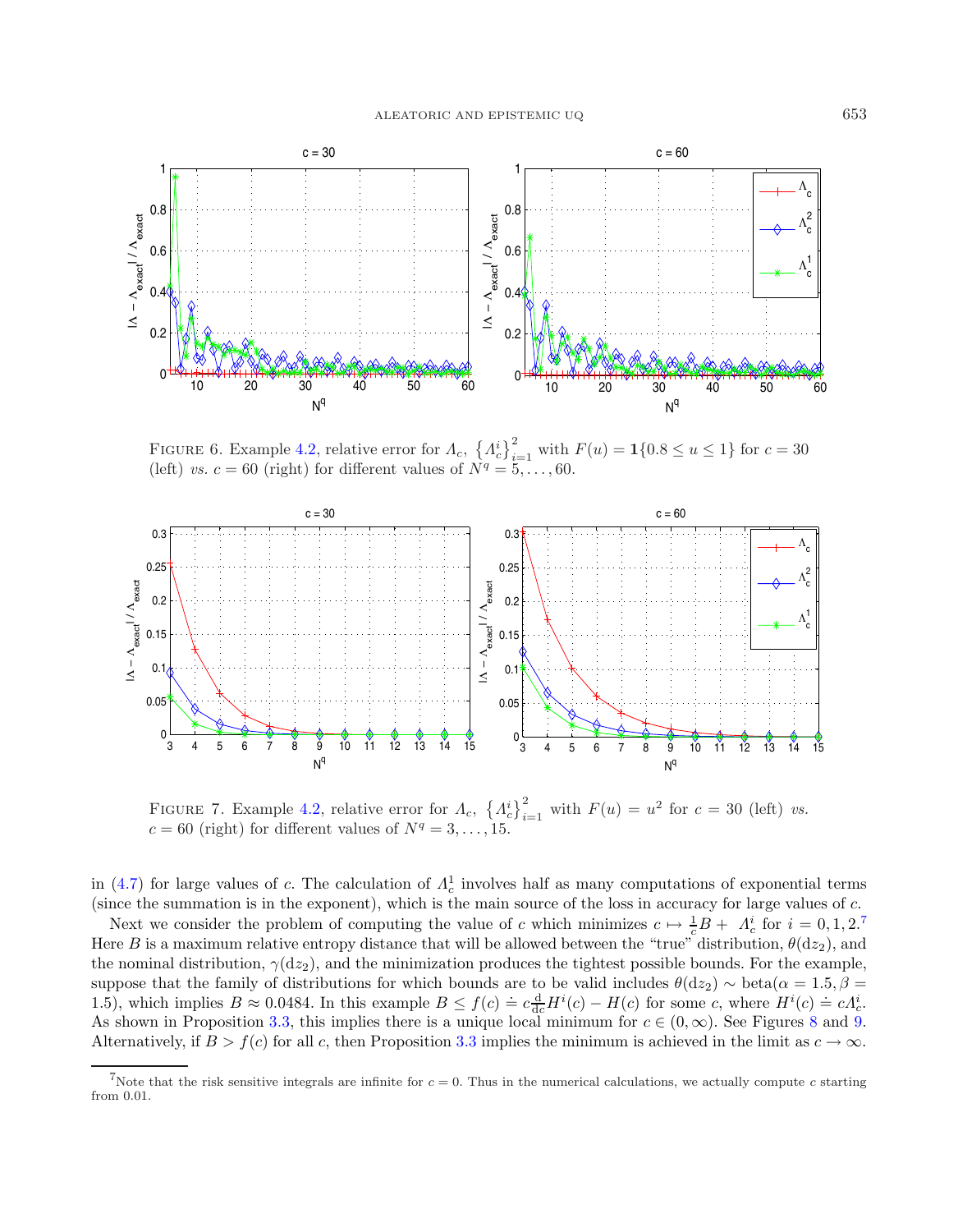FIGURE 6. Example 4.2, relative error for $\Lambda_c$, $\left\{\Lambda_c^i\right\}_{i=1}^2$ with $F(u) = \mathbf{1}\{0.8 \le u \le 1\}$ for $c = 30$ (left) *vs.* $c = 60$ (right) for different values of $N^q = 5, \ldots, 60$.

FIGURE 7. Example 4.2, relative error for $\Lambda_c$, $\left\{\Lambda_c^i\right\}_{i=1}^2$ with $F(u) = u^2$ for $c = 30$ (left) *vs.* $c = 60$ (right) for different values of $N^q = 3, \ldots, 15$.

in (4.7) for large values of $c$. The calculation of $\Lambda_c^1$ involves half as many computations of exponential terms (since the summation is in the exponent), which is the main source of the loss in accuracy for large values of $c$.

Next we consider the problem of computing the value of $c$ which minimizes $c \mapsto \frac{1}{c}B + \Lambda_c^i$ for $i = 0, 1, 2$.[7] Here $B$ is a maximum relative entropy distance that will be allowed between the "true" distribution, $\theta(\mathrm{d}z_2)$, and the nominal distribution, $\gamma(\mathrm{d}z_2)$, and the minimization produces the tightest possible bounds. For the example, suppose that the family of distributions for which bounds are to be valid includes $\theta(\mathrm{d}z_2) \sim \mathrm{beta}(\alpha = 1.5, \beta = 1.5)$, which implies $B \approx 0.0484$. In this example $B \le f(c) \doteq c\frac{\mathrm{d}}{\mathrm{d}c}H^i(c) - H(c)$ for some $c$, where $H^i(c) \doteq c\Lambda_c^i$. As shown in Proposition 3.3, this implies there is a unique local minimum for $c \in (0, \infty)$. See Figures 8 and 9. Alternatively, if $B > f(c)$ for all $c$, then Proposition 3.3 implies the minimum is achieved in the limit as $c \to \infty$.

[7] Note that the risk sensitive integrals are infinite for $c = 0$. Thus in the numerical calculations, we actually compute $c$ starting from 0.01.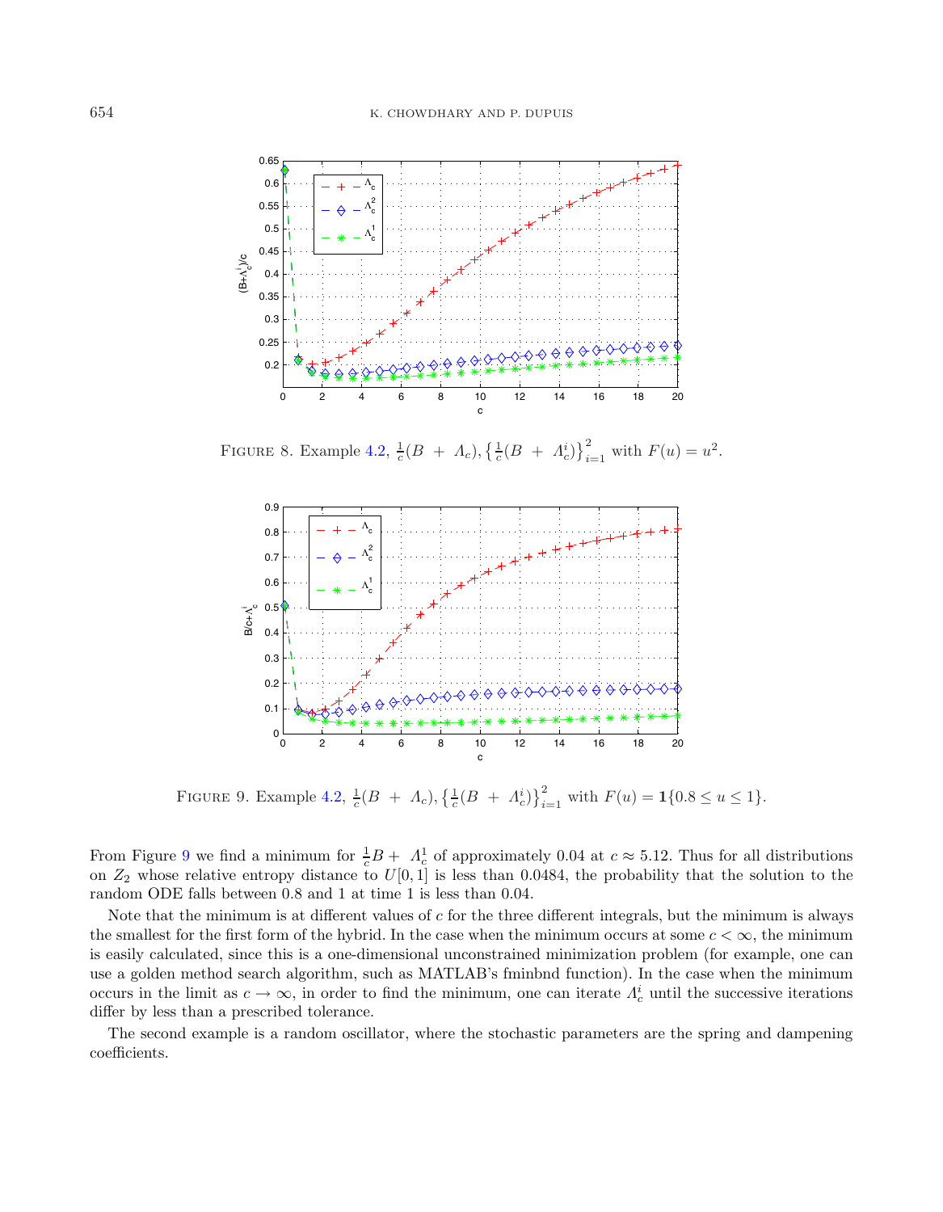FIGURE 8. Example 4.2, $\frac{1}{c}(B + \Lambda_c), \left\{\frac{1}{c}(B + \Lambda_c^i)\right\}_{i=1}^2$ with $F(u) = u^2$.

FIGURE 9. Example 4.2, $\frac{1}{c}(B + \Lambda_c), \left\{\frac{1}{c}(B + \Lambda_c^i)\right\}_{i=1}^2$ with $F(u) = \mathbf{1}\{0.8 \le u \le 1\}$.

From Figure 9 we find a minimum for $\frac{1}{c}B + \Lambda_c^1$ of approximately 0.04 at $c \approx 5.12$. Thus for all distributions on $Z_2$ whose relative entropy distance to $U[0,1]$ is less than 0.0484, the probability that the solution to the random ODE falls between 0.8 and 1 at time 1 is less than 0.04.

Note that the minimum is at different values of $c$ for the three different integrals, but the minimum is always the smallest for the first form of the hybrid. In the case when the minimum occurs at some $c < \infty$, the minimum is easily calculated, since this is a one-dimensional unconstrained minimization problem (for example, one can use a golden method search algorithm, such as MATLAB's fminbnd function). In the case when the minimum occurs in the limit as $c \to \infty$, in order to find the minimum, one can iterate $\Lambda_c^i$ until the successive iterations differ by less than a prescribed tolerance.

The second example is a random oscillator, where the stochastic parameters are the spring and dampening coefficients.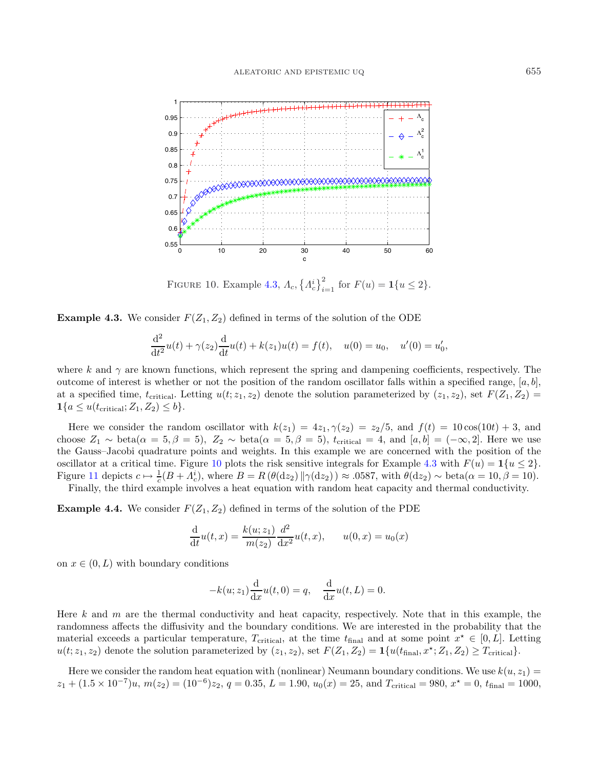FIGURE 10. Example 4.3, $\Lambda_c$, $\{\Lambda_c^i\}_{i=1}^2$ for $F(u) = \mathbf{1}\{u \le 2\}$.

**Example 4.3.** We consider $F(Z_1, Z_2)$ defined in terms of the solution of the ODE

$$\frac{\mathrm{d}^2}{\mathrm{d}t^2}u(t) + \gamma(z_2)\frac{\mathrm{d}}{\mathrm{d}t}u(t) + k(z_1)u(t) = f(t), \quad u(0) = u_0, \quad u'(0) = u_0',$$

where $k$ and $\gamma$ are known functions, which represent the spring and dampening coefficients, respectively. The outcome of interest is whether or not the position of the random oscillator falls within a specified range, $[a, b]$, at a specified time, $t_{\text{critical}}$. Letting $u(t; z_1, z_2)$ denote the solution parameterized by $(z_1, z_2)$, set $F(Z_1, Z_2) = \mathbf{1}\{a \le u(t_{\text{critical}}; Z_1, Z_2) \le b\}$.

Here we consider the random oscillator with $k(z_1) = 4z_1, \gamma(z_2) = z_2/5$, and $f(t) = 10\cos(10t) + 3$, and choose $Z_1 \sim \text{beta}(\alpha = 5, \beta = 5)$, $Z_2 \sim \text{beta}(\alpha = 5, \beta = 5)$, $t_{\text{critical}} = 4$, and $[a, b] = (-\infty, 2]$. Here we use the Gauss–Jacobi quadrature points and weights. In this example we are concerned with the position of the oscillator at a critical time. Figure 10 plots the risk sensitive integrals for Example 4.3 with $F(u) = \mathbf{1}\{u \le 2\}$. Figure 11 depicts $c \mapsto \frac{1}{c}(B + \Lambda_c^i)$, where $B = R(\theta(\mathrm{d}z_2) \| \gamma(\mathrm{d}z_2)) \approx .0587$, with $\theta(\mathrm{d}z_2) \sim \text{beta}(\alpha = 10, \beta = 10)$.

Finally, the third example involves a heat equation with random heat capacity and thermal conductivity.

**Example 4.4.** We consider $F(Z_1, Z_2)$ defined in terms of the solution of the PDE

$$\frac{\mathrm{d}}{\mathrm{d}t}u(t, x) = \frac{k(u; z_1)}{m(z_2)}\frac{d^2}{\mathrm{d}x^2}u(t, x), \qquad u(0, x) = u_0(x)$$

on $x \in (0, L)$ with boundary conditions

$$-k(u; z_1)\frac{\mathrm{d}}{\mathrm{d}x}u(t, 0) = q, \quad \frac{\mathrm{d}}{\mathrm{d}x}u(t, L) = 0.$$

Here $k$ and $m$ are the thermal conductivity and heat capacity, respectively. Note that in this example, the randomness affects the diffusivity and the boundary conditions. We are interested in the probability that the material exceeds a particular temperature, $T_{\text{critical}}$, at the time $t_{\text{final}}$ and at some point $x^\star \in [0, L]$. Letting $u(t; z_1, z_2)$ denote the solution parameterized by $(z_1, z_2)$, set $F(Z_1, Z_2) = \mathbf{1}\{u(t_{\text{final}}, x^\star; Z_1, Z_2) \ge T_{\text{critical}}\}$.

Here we consider the random heat equation with (nonlinear) Neumann boundary conditions. We use $k(u, z_1) = z_1 + (1.5 \times 10^{-7})u$, $m(z_2) = (10^{-6})z_2$, $q = 0.35$, $L = 1.90$, $u_0(x) = 25$, and $T_{\text{critical}} = 980$, $x^\star = 0$, $t_{\text{final}} = 1000$,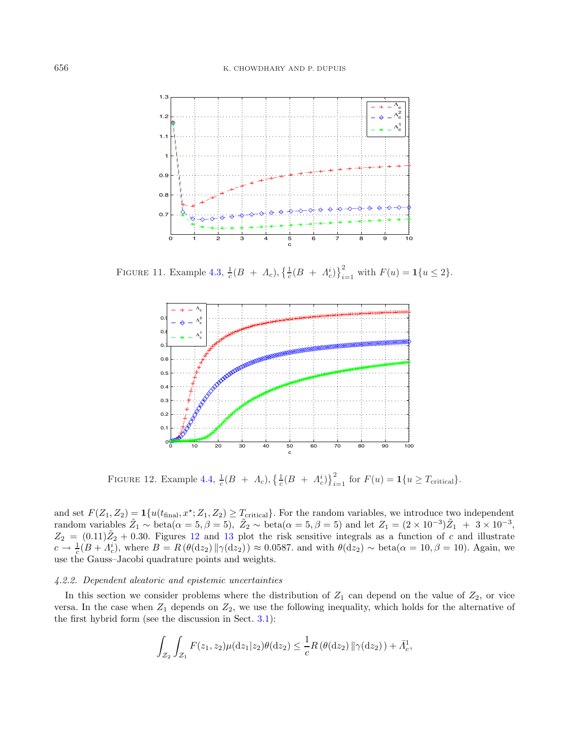FIGURE 11. Example 4.3, $\frac{1}{c}(B + \Lambda_c), \left\{\frac{1}{c}(B + \Lambda_c^i)\right\}_{i=1}^2$ with $F(u) = \mathbf{1}\{u \leq 2\}$.

FIGURE 12. Example 4.4, $\frac{1}{c}(B + \Lambda_c), \left\{\frac{1}{c}(B + \Lambda_c^i)\right\}_{i=1}^2$ for $F(u) = \mathbf{1}\{u \geq T_{\text{critical}}\}$.

and set $F(Z_1, Z_2) = \mathbf{1}\{u(t_{\text{final}}, x^\star; Z_1, Z_2) \geq T_{\text{critical}}\}$. For the random variables, we introduce two independent random variables $\tilde{Z}_1 \sim \text{beta}(\alpha = 5, \beta = 5)$, $\tilde{Z}_2 \sim \text{beta}(\alpha = 5, \beta = 5)$ and let $Z_1 = (2 \times 10^{-3})\tilde{Z}_1 + 3 \times 10^{-3}$, $Z_2 = (0.11)\tilde{Z}_2 + 0.30$. Figures 12 and 13 plot the risk sensitive integrals as a function of $c$ and illustrate $c \to \frac{1}{c}(B + \Lambda_c^i)$, where $B = R(\theta(\mathrm{d}z_2) \| \gamma(\mathrm{d}z_2)) \approx 0.0587$. and with $\theta(\mathrm{d}z_2) \sim \text{beta}(\alpha = 10, \beta = 10)$. Again, we use the Gauss–Jacobi quadrature points and weights.

#### *4.2.2. Dependent aleatoric and epistemic uncertainties*

In this section we consider problems where the distribution of $Z_1$ can depend on the value of $Z_2$, or vice versa. In the case when $Z_1$ depends on $Z_2$, we use the following inequality, which holds for the alternative of the first hybrid form (see the discussion in Sect. 3.1):

$$\int_{\mathcal{Z}_2} \int_{\mathcal{Z}_1} F(z_1, z_2) \mu(\mathrm{d}z_1 | z_2) \theta(\mathrm{d}z_2) \leq \frac{1}{c} R(\theta(\mathrm{d}z_2) \| \gamma(\mathrm{d}z_2)) + \bar{\Lambda}_c^1,$$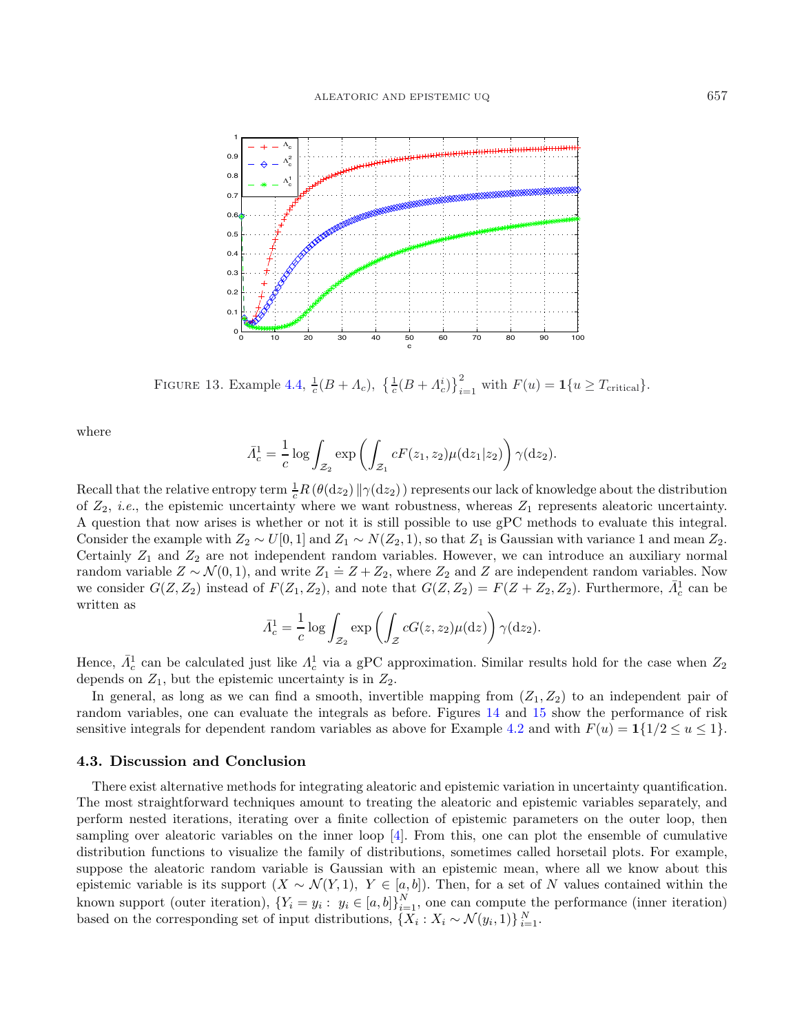FIGURE 13. Example 4.4, $\frac{1}{c}(B + \Lambda_c)$, $\left\{\frac{1}{c}(B + \Lambda_c^i)\right\}_{i=1}^2$ with $F(u) = \mathbf{1}\{u \geq T_{\text{critical}}\}$.

where

$$\bar{\Lambda}_c^1 = \frac{1}{c} \log \int_{\mathcal{Z}_2} \exp\left( \int_{\mathcal{Z}_1} cF(z_1, z_2)\mu(\mathrm{d}z_1|z_2) \right) \gamma(\mathrm{d}z_2).$$

Recall that the relative entropy term $\frac{1}{c}R\left(\theta(\mathrm{d}z_2)\,\|\gamma(\mathrm{d}z_2)\right)$ represents our lack of knowledge about the distribution of $Z_2$, *i.e.*, the epistemic uncertainty where we want robustness, whereas $Z_1$ represents aleatoric uncertainty. A question that now arises is whether or not it is still possible to use gPC methods to evaluate this integral. Consider the example with $Z_2 \sim U[0,1]$ and $Z_1 \sim N(Z_2, 1)$, so that $Z_1$ is Gaussian with variance 1 and mean $Z_2$. Certainly $Z_1$ and $Z_2$ are not independent random variables. However, we can introduce an auxiliary normal random variable $Z \sim \mathcal{N}(0,1)$, and write $Z_1 \doteq Z + Z_2$, where $Z_2$ and $Z$ are independent random variables. Now we consider $G(Z, Z_2)$ instead of $F(Z_1, Z_2)$, and note that $G(Z, Z_2) = F(Z + Z_2, Z_2)$. Furthermore, $\bar{\Lambda}_c^1$ can be written as

$$\bar{\Lambda}_c^1 = \frac{1}{c} \log \int_{\mathcal{Z}_2} \exp\left( \int_{\mathcal{Z}} cG(z, z_2)\mu(\mathrm{d}z) \right) \gamma(\mathrm{d}z_2).$$

Hence, $\bar{\Lambda}_c^1$ can be calculated just like $\Lambda_c^1$ via a gPC approximation. Similar results hold for the case when $Z_2$ depends on $Z_1$, but the epistemic uncertainty is in $Z_2$.

In general, as long as we can find a smooth, invertible mapping from $(Z_1, Z_2)$ to an independent pair of random variables, one can evaluate the integrals as before. Figures 14 and 15 show the performance of risk sensitive integrals for dependent random variables as above for Example 4.2 and with $F(u) = \mathbf{1}\{1/2 \leq u \leq 1\}$.

### 4.3. Discussion and Conclusion

There exist alternative methods for integrating aleatoric and epistemic variation in uncertainty quantification. The most straightforward techniques amount to treating the aleatoric and epistemic variables separately, and perform nested iterations, iterating over a finite collection of epistemic parameters on the outer loop, then sampling over aleatoric variables on the inner loop [4]. From this, one can plot the ensemble of cumulative distribution functions to visualize the family of distributions, sometimes called horsetail plots. For example, suppose the aleatoric random variable is Gaussian with an epistemic mean, where all we know about this epistemic variable is its support ($X \sim \mathcal{N}(Y, 1)$, $Y \in [a,b]$). Then, for a set of $N$ values contained within the known support (outer iteration), $\{Y_i = y_i : \; y_i \in [a,b]\}_{i=1}^N$, one can compute the performance (inner iteration) based on the corresponding set of input distributions, $\{X_i : X_i \sim \mathcal{N}(y_i, 1)\}_{i=1}^N$.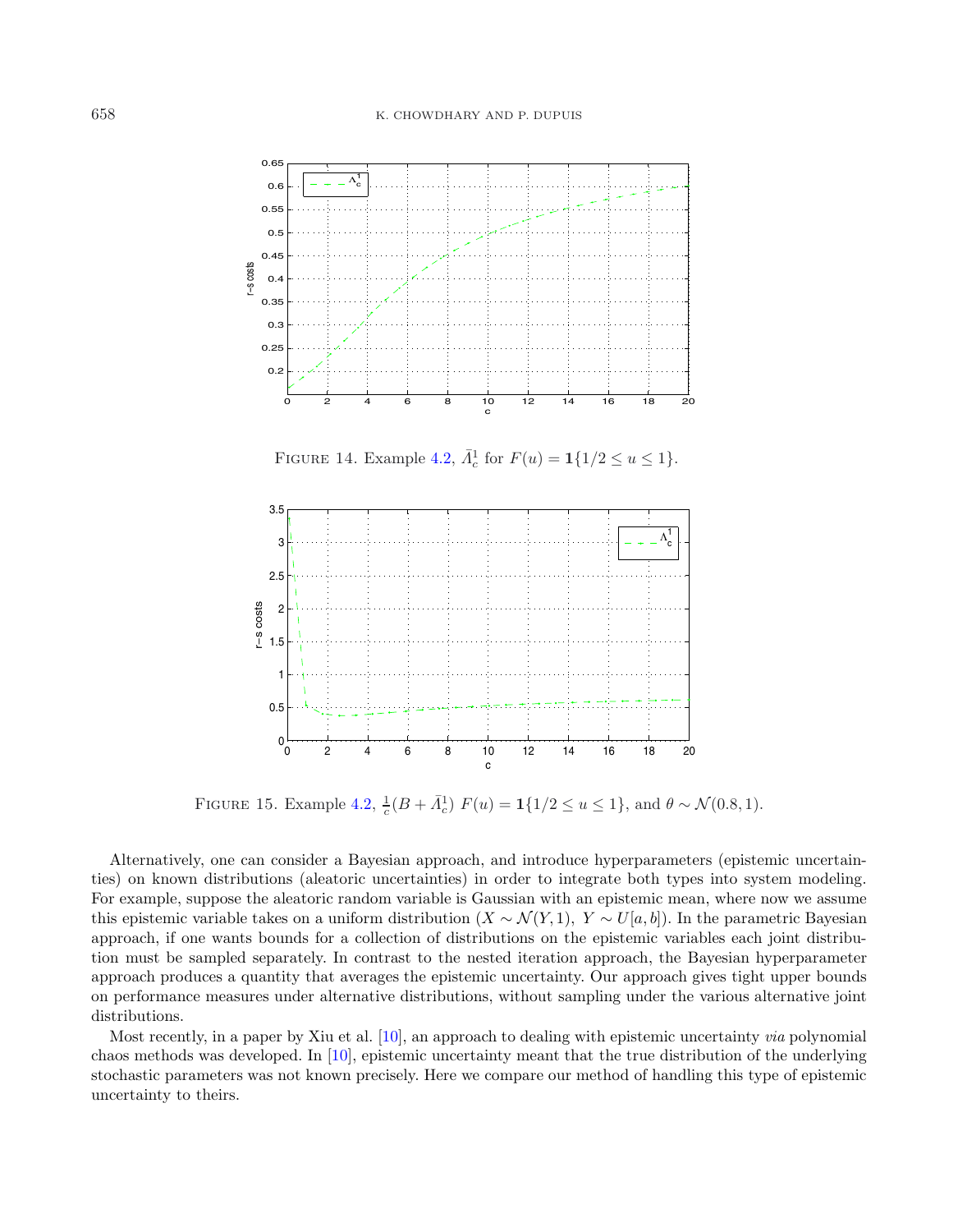FIGURE 14. Example 4.2, $\bar{\Lambda}_c^1$ for $F(u) = \mathbf{1}\{1/2 \le u \le 1\}$.

FIGURE 15. Example 4.2, $\frac{1}{c}(B + \bar{\Lambda}_c^1)$ $F(u) = \mathbf{1}\{1/2 \le u \le 1\}$, and $\theta \sim \mathcal{N}(0.8, 1)$.

Alternatively, one can consider a Bayesian approach, and introduce hyperparameters (epistemic uncertainties) on known distributions (aleatoric uncertainties) in order to integrate both types into system modeling. For example, suppose the aleatoric random variable is Gaussian with an epistemic mean, where now we assume this epistemic variable takes on a uniform distribution ($X \sim \mathcal{N}(Y, 1)$, $Y \sim U[a, b]$). In the parametric Bayesian approach, if one wants bounds for a collection of distributions on the epistemic variables each joint distribution must be sampled separately. In contrast to the nested iteration approach, the Bayesian hyperparameter approach produces a quantity that averages the epistemic uncertainty. Our approach gives tight upper bounds on performance measures under alternative distributions, without sampling under the various alternative joint distributions.

Most recently, in a paper by Xiu et al. [10], an approach to dealing with epistemic uncertainty *via* polynomial chaos methods was developed. In [10], epistemic uncertainty meant that the true distribution of the underlying stochastic parameters was not known precisely. Here we compare our method of handling this type of epistemic uncertainty to theirs.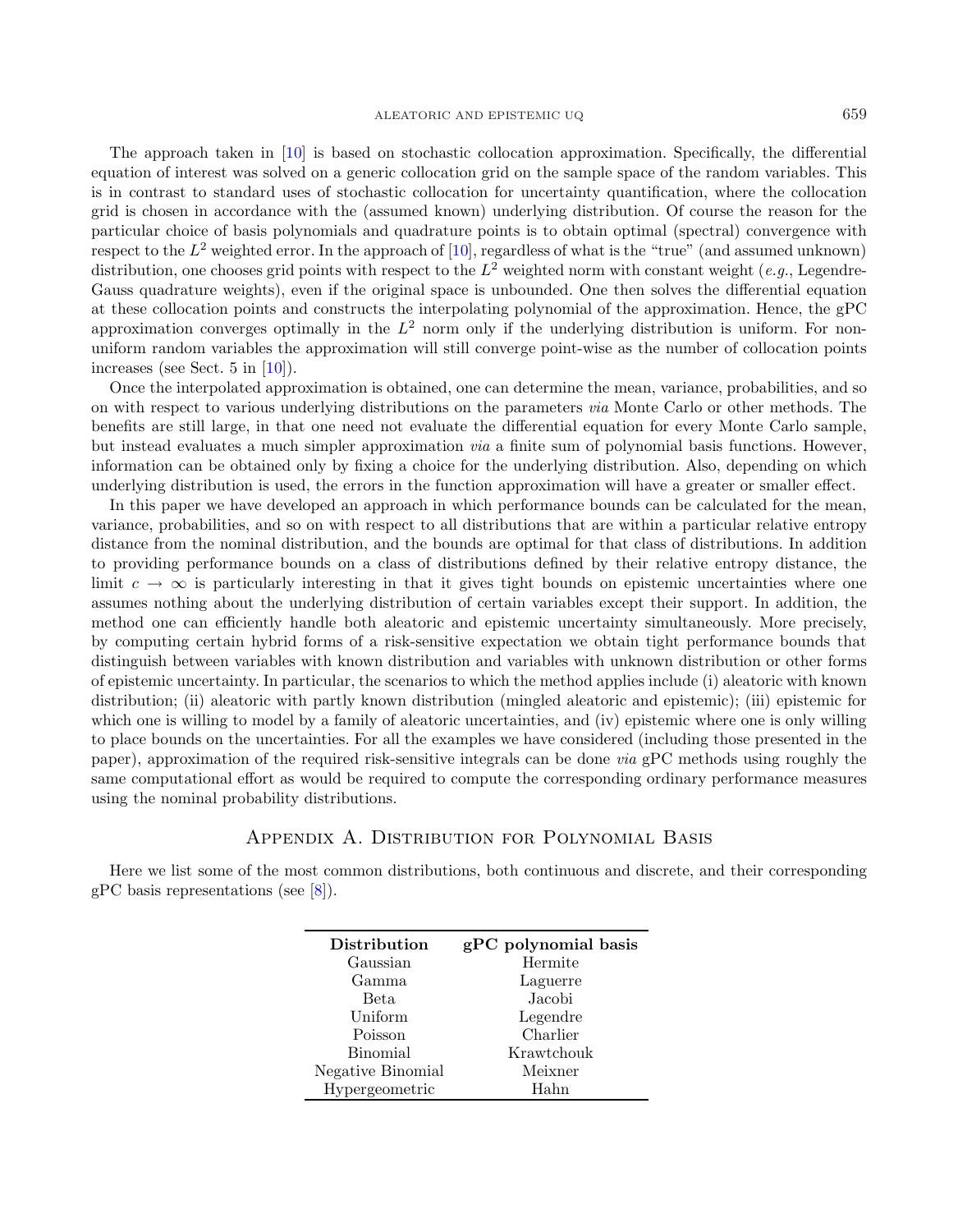The approach taken in [10] is based on stochastic collocation approximation. Specifically, the differential equation of interest was solved on a generic collocation grid on the sample space of the random variables. This is in contrast to standard uses of stochastic collocation for uncertainty quantification, where the collocation grid is chosen in accordance with the (assumed known) underlying distribution. Of course the reason for the particular choice of basis polynomials and quadrature points is to obtain optimal (spectral) convergence with respect to the $L^2$ weighted error. In the approach of [10], regardless of what is the "true" (and assumed unknown) distribution, one chooses grid points with respect to the $L^2$ weighted norm with constant weight (*e.g.*, Legendre-Gauss quadrature weights), even if the original space is unbounded. One then solves the differential equation at these collocation points and constructs the interpolating polynomial of the approximation. Hence, the gPC approximation converges optimally in the $L^2$ norm only if the underlying distribution is uniform. For non-uniform random variables the approximation will still converge point-wise as the number of collocation points increases (see Sect. 5 in [10]).

Once the interpolated approximation is obtained, one can determine the mean, variance, probabilities, and so on with respect to various underlying distributions on the parameters *via* Monte Carlo or other methods. The benefits are still large, in that one need not evaluate the differential equation for every Monte Carlo sample, but instead evaluates a much simpler approximation *via* a finite sum of polynomial basis functions. However, information can be obtained only by fixing a choice for the underlying distribution. Also, depending on which underlying distribution is used, the errors in the function approximation will have a greater or smaller effect.

In this paper we have developed an approach in which performance bounds can be calculated for the mean, variance, probabilities, and so on with respect to all distributions that are within a particular relative entropy distance from the nominal distribution, and the bounds are optimal for that class of distributions. In addition to providing performance bounds on a class of distributions defined by their relative entropy distance, the limit $c \to \infty$ is particularly interesting in that it gives tight bounds on epistemic uncertainties where one assumes nothing about the underlying distribution of certain variables except their support. In addition, the method one can efficiently handle both aleatoric and epistemic uncertainty simultaneously. More precisely, by computing certain hybrid forms of a risk-sensitive expectation we obtain tight performance bounds that distinguish between variables with known distribution and variables with unknown distribution or other forms of epistemic uncertainty. In particular, the scenarios to which the method applies include (i) aleatoric with known distribution; (ii) aleatoric with partly known distribution (mingled aleatoric and epistemic); (iii) epistemic for which one is willing to model by a family of aleatoric uncertainties, and (iv) epistemic where one is only willing to place bounds on the uncertainties. For all the examples we have considered (including those presented in the paper), approximation of the required risk-sensitive integrals can be done *via* gPC methods using roughly the same computational effort as would be required to compute the corresponding ordinary performance measures using the nominal probability distributions.

## Appendix A. Distribution for Polynomial Basis

Here we list some of the most common distributions, both continuous and discrete, and their corresponding gPC basis representations (see [8]).

| **Distribution** | **gPC polynomial basis** |
|---|---|
| Gaussian | Hermite |
| Gamma | Laguerre |
| Beta | Jacobi |
| Uniform | Legendre |
| Poisson | Charlier |
| Binomial | Krawtchouk |
| Negative Binomial | Meixner |
| Hypergeometric | Hahn |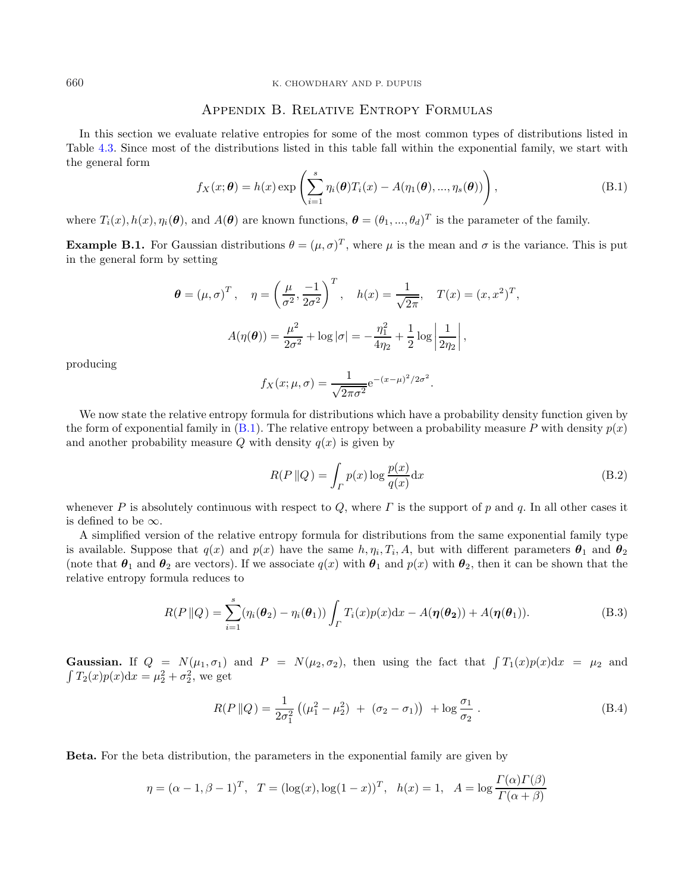## Appendix B. Relative Entropy Formulas

In this section we evaluate relative entropies for some of the most common types of distributions listed in Table 4.3. Since most of the distributions listed in this table fall within the exponential family, we start with the general form

$$f_X(x;\boldsymbol{\theta}) = h(x)\exp\left(\sum_{i=1}^{s}\eta_i(\boldsymbol{\theta})T_i(x) - A(\eta_1(\boldsymbol{\theta}),...,\eta_s(\boldsymbol{\theta}))\right), \tag{B.1}$$

where $T_i(x), h(x), \eta_i(\boldsymbol{\theta})$, and $A(\boldsymbol{\theta})$ are known functions, $\boldsymbol{\theta} = (\theta_1,...,\theta_d)^T$ is the parameter of the family.

**Example B.1.** For Gaussian distributions $\theta = (\mu, \sigma)^T$, where $\mu$ is the mean and $\sigma$ is the variance. This is put in the general form by setting

$$\boldsymbol{\theta} = (\mu, \sigma)^T, \quad \eta = \left(\frac{\mu}{\sigma^2}, \frac{-1}{2\sigma^2}\right)^T, \quad h(x) = \frac{1}{\sqrt{2\pi}}, \quad T(x) = (x, x^2)^T,$$

$$A(\eta(\boldsymbol{\theta})) = \frac{\mu^2}{2\sigma^2} + \log|\sigma| = -\frac{\eta_1^2}{4\eta_2} + \frac{1}{2}\log\left|\frac{1}{2\eta_2}\right|,$$

producing

$$f_X(x;\mu,\sigma) = \frac{1}{\sqrt{2\pi\sigma^2}}\mathrm{e}^{-(x-\mu)^2/2\sigma^2}.$$

We now state the relative entropy formula for distributions which have a probability density function given by the form of exponential family in (B.1). The relative entropy between a probability measure $P$ with density $p(x)$ and another probability measure $Q$ with density $q(x)$ is given by

$$R(P\,\|Q) = \int_{\Gamma} p(x)\log\frac{p(x)}{q(x)}\mathrm{d}x \tag{B.2}$$

whenever $P$ is absolutely continuous with respect to $Q$, where $\Gamma$ is the support of $p$ and $q$. In all other cases it is defined to be $\infty$.

A simplified version of the relative entropy formula for distributions from the same exponential family type is available. Suppose that $q(x)$ and $p(x)$ have the same $h, \eta_i, T_i, A$, but with different parameters $\boldsymbol{\theta}_1$ and $\boldsymbol{\theta}_2$ (note that $\boldsymbol{\theta}_1$ and $\boldsymbol{\theta}_2$ are vectors). If we associate $q(x)$ with $\boldsymbol{\theta}_1$ and $p(x)$ with $\boldsymbol{\theta}_2$, then it can be shown that the relative entropy formula reduces to

$$R(P\,\|Q) = \sum_{i=1}^{s}(\eta_i(\boldsymbol{\theta}_2) - \eta_i(\boldsymbol{\theta}_1))\int_{\Gamma} T_i(x)p(x)\mathrm{d}x - A(\boldsymbol{\eta}(\boldsymbol{\theta_2})) + A(\boldsymbol{\eta}(\boldsymbol{\theta}_1)). \tag{B.3}$$

**Gaussian.** If $Q = N(\mu_1, \sigma_1)$ and $P = N(\mu_2, \sigma_2)$, then using the fact that $\int T_1(x)p(x)\mathrm{d}x = \mu_2$ and $\int T_2(x)p(x)\mathrm{d}x = \mu_2^2 + \sigma_2^2$, we get

$$R(P\,\|Q) = \frac{1}{2\sigma_1^2}\left((\mu_1^2 - \mu_2^2) \ + \ (\sigma_2 - \sigma_1)\right) \ + \log\frac{\sigma_1}{\sigma_2}\ . \tag{B.4}$$

**Beta.** For the beta distribution, the parameters in the exponential family are given by

$$\eta = (\alpha - 1, \beta - 1)^T, \quad T = (\log(x), \log(1-x))^T, \quad h(x) = 1, \quad A = \log\frac{\Gamma(\alpha)\Gamma(\beta)}{\Gamma(\alpha+\beta)}$$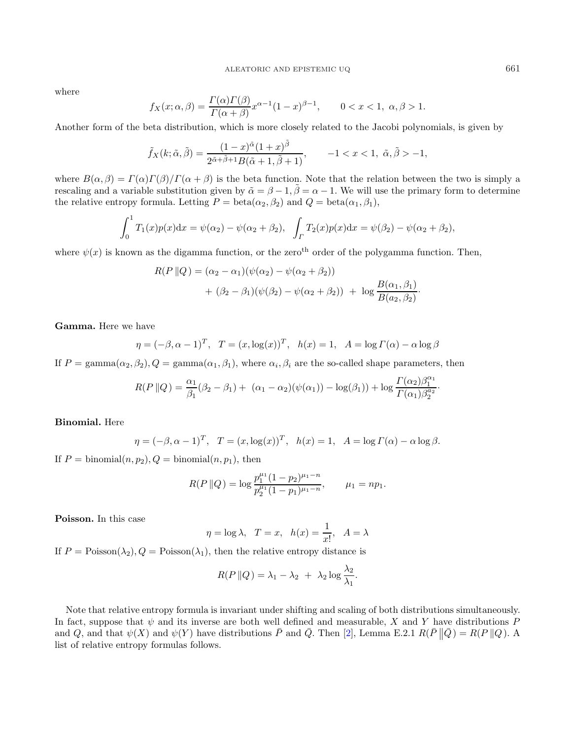where

$$f_X(x;\alpha,\beta) = \frac{\Gamma(\alpha)\Gamma(\beta)}{\Gamma(\alpha+\beta)} x^{\alpha-1}(1-x)^{\beta-1}, \qquad 0 < x < 1,\ \alpha,\beta > 1.$$

Another form of the beta distribution, which is more closely related to the Jacobi polynomials, is given by

$$\tilde{f}_X(k;\tilde{\alpha},\tilde{\beta}) = \frac{(1-x)^{\tilde{\alpha}}(1+x)^{\tilde{\beta}}}{2^{\tilde{\alpha}+\tilde{\beta}+1}B(\tilde{\alpha}+1,\tilde{\beta}+1)}, \qquad -1 < x < 1,\ \tilde{\alpha},\tilde{\beta} > -1,$$

where $B(\alpha,\beta) = \Gamma(\alpha)\Gamma(\beta)/\Gamma(\alpha+\beta)$ is the beta function. Note that the relation between the two is simply a rescaling and a variable substitution given by $\tilde{\alpha} = \beta - 1, \tilde{\beta} = \alpha - 1$. We will use the primary form to determine the relative entropy formula. Letting $P = \text{beta}(\alpha_2,\beta_2)$ and $Q = \text{beta}(\alpha_1,\beta_1)$,

$$\int_0^1 T_1(x)p(x)\mathrm{d}x = \psi(\alpha_2) - \psi(\alpha_2+\beta_2), \quad \int_\Gamma T_2(x)p(x)\mathrm{d}x = \psi(\beta_2) - \psi(\alpha_2+\beta_2),$$

where $\psi(x)$ is known as the digamma function, or the zero$^{\text{th}}$ order of the polygamma function. Then,

$$\begin{aligned} R(P\,\|Q) &= (\alpha_2-\alpha_1)(\psi(\alpha_2) - \psi(\alpha_2+\beta_2)) \\ &\quad + (\beta_2-\beta_1)(\psi(\beta_2) - \psi(\alpha_2+\beta_2)) \ + \ \log\frac{B(\alpha_1,\beta_1)}{B(a_2,\beta_2)}. \end{aligned}$$

**Gamma.** Here we have

$$\eta = (-\beta, \alpha-1)^T, \quad T = (x, \log(x))^T, \quad h(x) = 1, \quad A = \log\Gamma(\alpha) - \alpha\log\beta$$

If $P = \text{gamma}(\alpha_2,\beta_2), Q = \text{gamma}(\alpha_1,\beta_1)$, where $\alpha_i,\beta_i$ are the so-called shape parameters, then

$$R(P\,\|Q) = \frac{\alpha_1}{\beta_1}(\beta_2-\beta_1) + \ (\alpha_1-\alpha_2)(\psi(\alpha_1)) - \log(\beta_1)) + \log\frac{\Gamma(\alpha_2)\beta_1^{\alpha_1}}{\Gamma(\alpha_1)\beta_2^{\alpha_2}}.$$

**Binomial.** Here

$$\eta = (-\beta, \alpha-1)^T, \quad T = (x, \log(x))^T, \quad h(x) = 1, \quad A = \log\Gamma(\alpha) - \alpha\log\beta.$$

If $P = \text{binomial}(n,p_2), Q = \text{binomial}(n,p_1)$, then

$$R(P\,\|Q) = \log\frac{p_1^{\mu_1}(1-p_2)^{\mu_1-n}}{p_2^{\mu_1}(1-p_1)^{\mu_1-n}}, \qquad \mu_1 = np_1.$$

**Poisson.** In this case

$$\eta = \log\lambda, \quad T = x, \quad h(x) = \frac{1}{x!}, \quad A = \lambda$$

If $P = \text{Poisson}(\lambda_2), Q = \text{Poisson}(\lambda_1)$, then the relative entropy distance is

$$R(P\,\|Q) = \lambda_1 - \lambda_2 \ + \ \lambda_2\log\frac{\lambda_2}{\lambda_1}.$$

Note that relative entropy formula is invariant under shifting and scaling of both distributions simultaneously. In fact, suppose that $\psi$ and its inverse are both well defined and measurable, $X$ and $Y$ have distributions $P$ and $Q$, and that $\psi(X)$ and $\psi(Y)$ have distributions $\bar{P}$ and $\bar{Q}$. Then [2], Lemma E.2.1 $R(\bar{P}\,\|\bar{Q}) = R(P\,\|Q)$. A list of relative entropy formulas follows.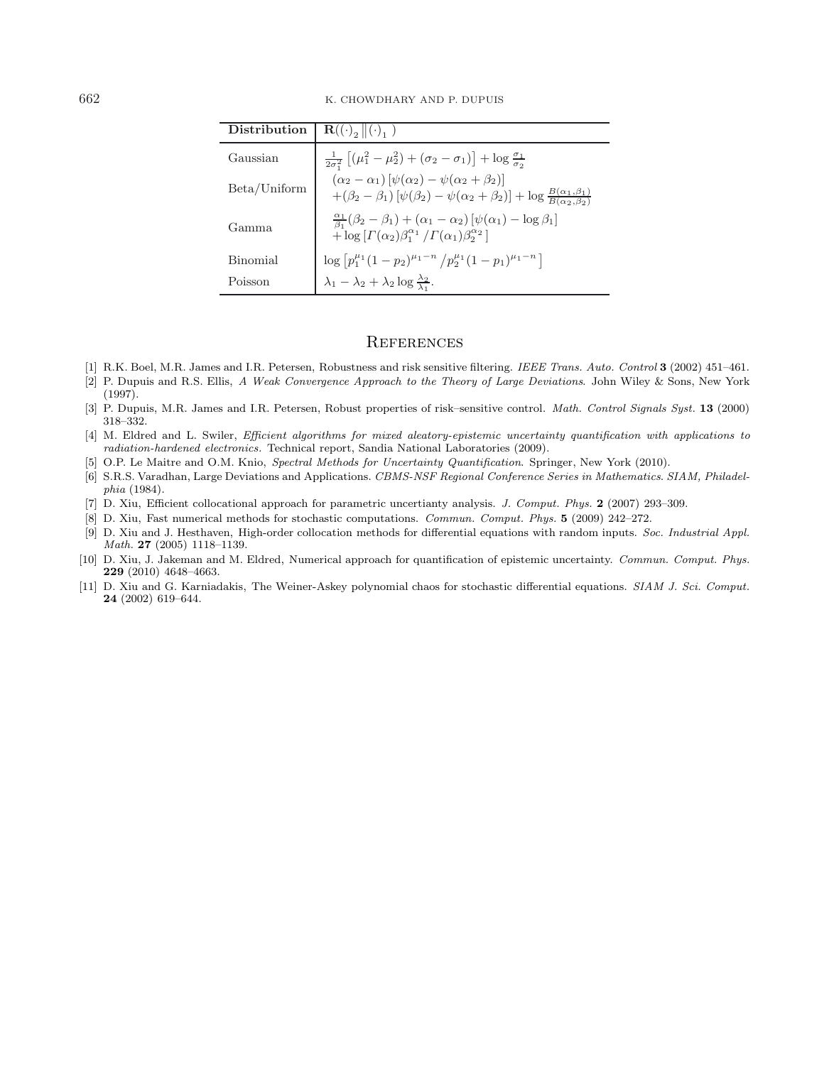| **Distribution** | $\mathbf{R}((\cdot)_2 \,\|\, (\cdot)_1)$ |
|---|---|
| Gaussian | $\frac{1}{2\sigma_1^2}\left[(\mu_1^2 - \mu_2^2) + (\sigma_2 - \sigma_1)\right] + \log\frac{\sigma_1}{\sigma_2}$ |
| Beta/Uniform | $(\alpha_2 - \alpha_1)\left[\psi(\alpha_2) - \psi(\alpha_2 + \beta_2)\right]$ $+(\beta_2 - \beta_1)\left[\psi(\beta_2) - \psi(\alpha_2 + \beta_2)\right] + \log\frac{B(\alpha_1, \beta_1)}{B(\alpha_2, \beta_2)}$ |
| Gamma | $\frac{\alpha_1}{\beta_1}(\beta_2 - \beta_1) + (\alpha_1 - \alpha_2)\left[\psi(\alpha_1) - \log\beta_1\right]$ $+\log\left[\Gamma(\alpha_2)\beta_1^{\alpha_1} / \Gamma(\alpha_1)\beta_2^{\alpha_2}\right]$ |
| Binomial | $\log\left[p_1^{\mu_1}(1-p_2)^{\mu_1 - n} / p_2^{\mu_1}(1-p_1)^{\mu_1 - n}\right]$ |
| Poisson | $\lambda_1 - \lambda_2 + \lambda_2 \log\frac{\lambda_2}{\lambda_1}$. |

## References

[1] R.K. Boel, M.R. James and I.R. Petersen, Robustness and risk sensitive filtering. *IEEE Trans. Auto. Control* **3** (2002) 451–461.

[2] P. Dupuis and R.S. Ellis, *A Weak Convergence Approach to the Theory of Large Deviations*. John Wiley & Sons, New York (1997).

[3] P. Dupuis, M.R. James and I.R. Petersen, Robust properties of risk–sensitive control. *Math. Control Signals Syst.* **13** (2000) 318–332.

[4] M. Eldred and L. Swiler, *Efficient algorithms for mixed aleatory-epistemic uncertainty quantification with applications to radiation-hardened electronics.* Technical report, Sandia National Laboratories (2009).

[5] O.P. Le Maitre and O.M. Knio, *Spectral Methods for Uncertainty Quantification*. Springer, New York (2010).

[6] S.R.S. Varadhan, Large Deviations and Applications. *CBMS-NSF Regional Conference Series in Mathematics. SIAM, Philadelphia* (1984).

[7] D. Xiu, Efficient collocational approach for parametric uncertianty analysis. *J. Comput. Phys.* **2** (2007) 293–309.

[8] D. Xiu, Fast numerical methods for stochastic computations. *Commun. Comput. Phys.* **5** (2009) 242–272.

[9] D. Xiu and J. Hesthaven, High-order collocation methods for differential equations with random inputs. *Soc. Industrial Appl. Math.* **27** (2005) 1118–1139.

[10] D. Xiu, J. Jakeman and M. Eldred, Numerical approach for quantification of epistemic uncertainty. *Commun. Comput. Phys.* **229** (2010) 4648–4663.

[11] D. Xiu and G. Karniadakis, The Weiner-Askey polynomial chaos for stochastic differential equations. *SIAM J. Sci. Comput.* **24** (2002) 619–644.